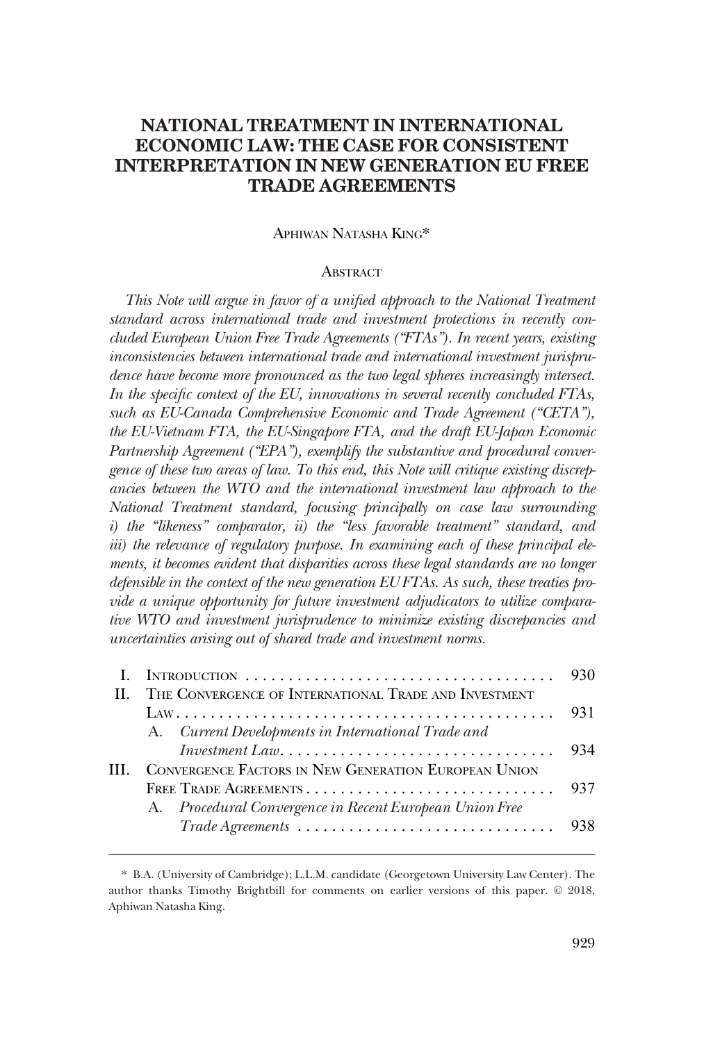# NATIONAL TREATMENT IN INTERNATIONAL ECONOMIC LAW: THE CASE FOR CONSISTENT INTERPRETATION IN NEW GENERATION EU FREE TRADE AGREEMENTS

APHIWAN NATASHA KING*

## ABSTRACT

*This Note will argue in favor of a unified approach to the National Treatment standard across international trade and investment protections in recently concluded European Union Free Trade Agreements ("FTAs"). In recent years, existing inconsistencies between international trade and international investment jurisprudence have become more pronounced as the two legal spheres increasingly intersect. In the specific context of the EU, innovations in several recently concluded FTAs, such as EU-Canada Comprehensive Economic and Trade Agreement ("CETA"), the EU-Vietnam FTA, the EU-Singapore FTA, and the draft EU-Japan Economic Partnership Agreement ("EPA"), exemplify the substantive and procedural convergence of these two areas of law. To this end, this Note will critique existing discrepancies between the WTO and the international investment law approach to the National Treatment standard, focusing principally on case law surrounding i) the "likeness" comparator, ii) the "less favorable treatment" standard, and iii) the relevance of regulatory purpose. In examining each of these principal elements, it becomes evident that disparities across these legal standards are no longer defensible in the context of the new generation EU FTAs. As such, these treaties provide a unique opportunity for future investment adjudicators to utilize comparative WTO and investment jurisprudence to minimize existing discrepancies and uncertainties arising out of shared trade and investment norms.*

| | | |
|---|---|---|
| I. | INTRODUCTION | 930 |
| II. | THE CONVERGENCE OF INTERNATIONAL TRADE AND INVESTMENT LAW | 931 |
| | A. *Current Developments in International Trade and Investment Law* | 934 |
| III. | CONVERGENCE FACTORS IN NEW GENERATION EUROPEAN UNION FREE TRADE AGREEMENTS | 937 |
| | A. *Procedural Convergence in Recent European Union Free Trade Agreements* | 938 |

\* B.A. (University of Cambridge); L.L.M. candidate (Georgetown University Law Center). The author thanks Timothy Brightbill for comments on earlier versions of this paper. © 2018, Aphiwan Natasha King.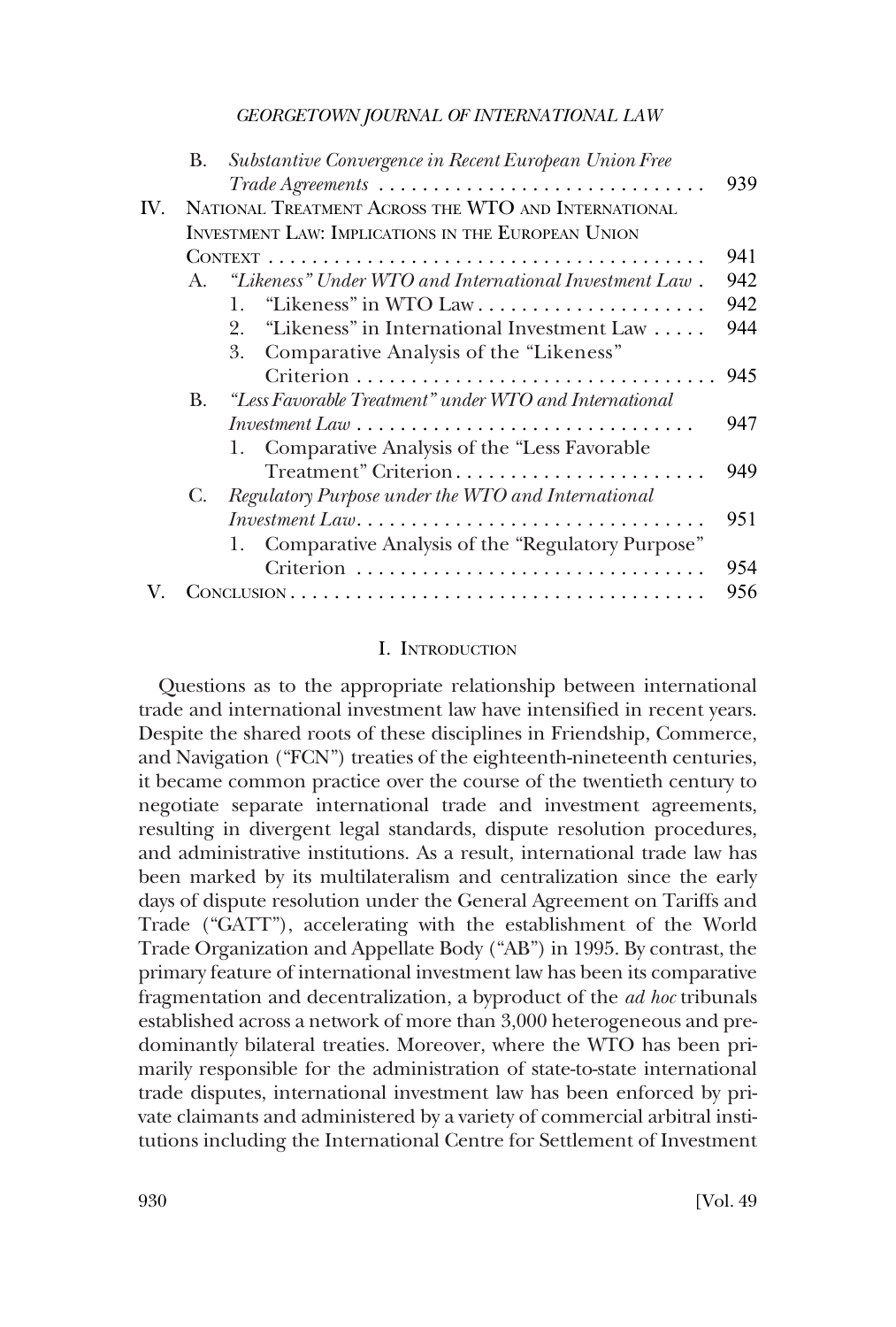B. *Substantive Convergence in Recent European Union Free Trade Agreements* . . . . . . . . . . . . . . . . . . . . . . . . . . . . . . 939

IV. National Treatment Across the WTO and International Investment Law: Implications in the European Union Context . . . . . . . . . . . . . . . . . . . . . . . . . . . . . . . . . . . . . . . . 941

A. *"Likeness" Under WTO and International Investment Law* . 942

1. "Likeness" in WTO Law . . . . . . . . . . . . . . . . . . . . . 942
2. "Likeness" in International Investment Law . . . . . 944
3. Comparative Analysis of the "Likeness" Criterion . . . . . . . . . . . . . . . . . . . . . . . . . . . . . . . . . 945

B. *"Less Favorable Treatment" under WTO and International Investment Law* . . . . . . . . . . . . . . . . . . . . . . . . . . . . . . . 947

1. Comparative Analysis of the "Less Favorable Treatment" Criterion . . . . . . . . . . . . . . . . . . . . . . . 949

C. *Regulatory Purpose under the WTO and International Investment Law* . . . . . . . . . . . . . . . . . . . . . . . . . . . . . . . . 951

1. Comparative Analysis of the "Regulatory Purpose" Criterion . . . . . . . . . . . . . . . . . . . . . . . . . . . . . . . . 954

V. Conclusion . . . . . . . . . . . . . . . . . . . . . . . . . . . . . . . . . . . . . . 956

## I. Introduction

Questions as to the appropriate relationship between international trade and international investment law have intensified in recent years. Despite the shared roots of these disciplines in Friendship, Commerce, and Navigation ("FCN") treaties of the eighteenth-nineteenth centuries, it became common practice over the course of the twentieth century to negotiate separate international trade and investment agreements, resulting in divergent legal standards, dispute resolution procedures, and administrative institutions. As a result, international trade law has been marked by its multilateralism and centralization since the early days of dispute resolution under the General Agreement on Tariffs and Trade ("GATT"), accelerating with the establishment of the World Trade Organization and Appellate Body ("AB") in 1995. By contrast, the primary feature of international investment law has been its comparative fragmentation and decentralization, a byproduct of the *ad hoc* tribunals established across a network of more than 3,000 heterogeneous and predominantly bilateral treaties. Moreover, where the WTO has been primarily responsible for the administration of state-to-state international trade disputes, international investment law has been enforced by private claimants and administered by a variety of commercial arbitral institutions including the International Centre for Settlement of Investment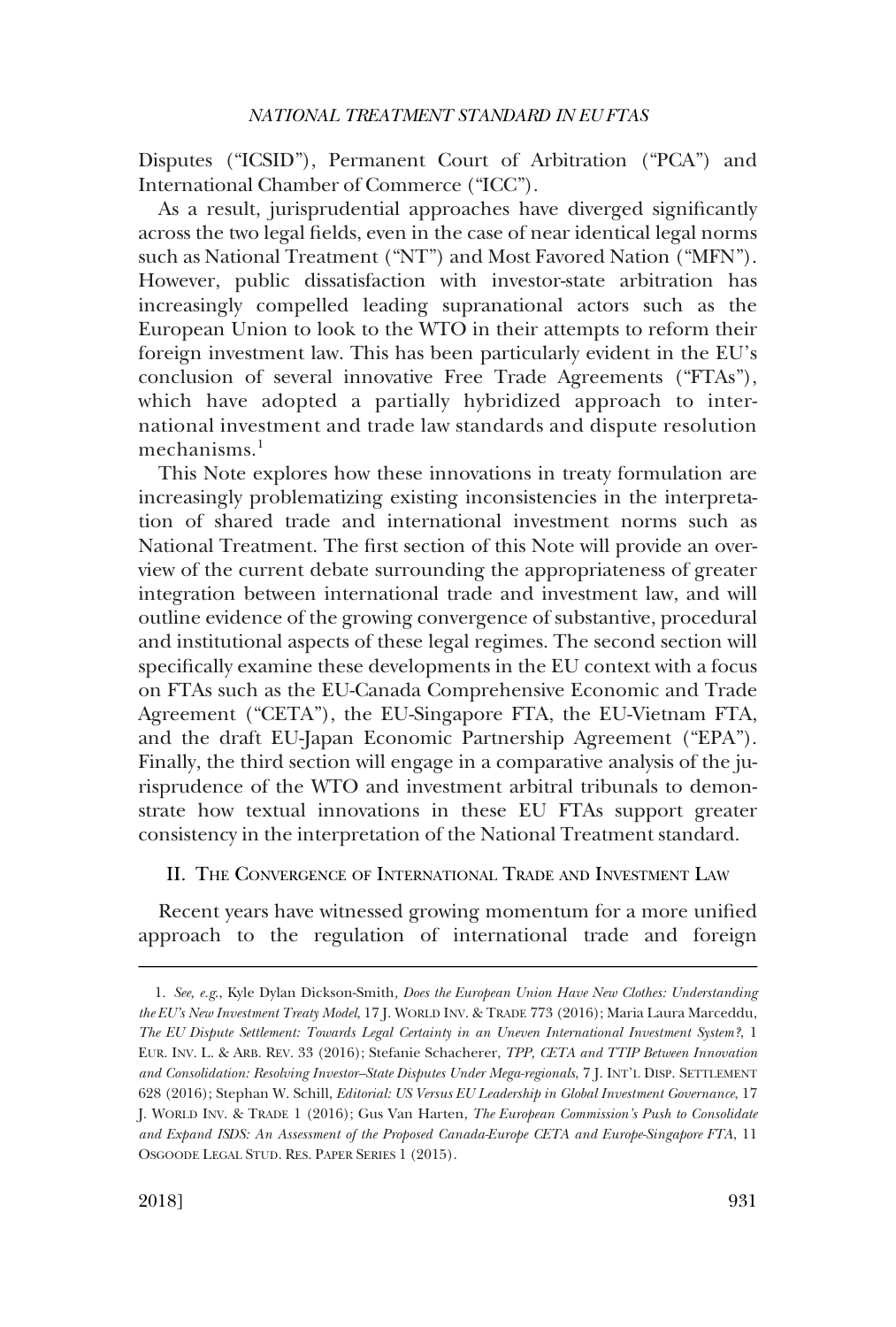Disputes ("ICSID"), Permanent Court of Arbitration ("PCA") and International Chamber of Commerce ("ICC").

As a result, jurisprudential approaches have diverged significantly across the two legal fields, even in the case of near identical legal norms such as National Treatment ("NT") and Most Favored Nation ("MFN"). However, public dissatisfaction with investor-state arbitration has increasingly compelled leading supranational actors such as the European Union to look to the WTO in their attempts to reform their foreign investment law. This has been particularly evident in the EU's conclusion of several innovative Free Trade Agreements ("FTAs"), which have adopted a partially hybridized approach to international investment and trade law standards and dispute resolution mechanisms.[1]

This Note explores how these innovations in treaty formulation are increasingly problematizing existing inconsistencies in the interpretation of shared trade and international investment norms such as National Treatment. The first section of this Note will provide an overview of the current debate surrounding the appropriateness of greater integration between international trade and investment law, and will outline evidence of the growing convergence of substantive, procedural and institutional aspects of these legal regimes. The second section will specifically examine these developments in the EU context with a focus on FTAs such as the EU-Canada Comprehensive Economic and Trade Agreement ("CETA"), the EU-Singapore FTA, the EU-Vietnam FTA, and the draft EU-Japan Economic Partnership Agreement ("EPA"). Finally, the third section will engage in a comparative analysis of the jurisprudence of the WTO and investment arbitral tribunals to demonstrate how textual innovations in these EU FTAs support greater consistency in the interpretation of the National Treatment standard.

## II. The Convergence of International Trade and Investment Law

Recent years have witnessed growing momentum for a more unified approach to the regulation of international trade and foreign

---

1. *See, e.g.*, Kyle Dylan Dickson-Smith, *Does the European Union Have New Clothes: Understanding the EU's New Investment Treaty Model*, 17 J. World Inv. & Trade 773 (2016); Maria Laura Marceddu, *The EU Dispute Settlement: Towards Legal Certainty in an Uneven International Investment System?*, 1 Eur. Inv. L. & Arb. Rev. 33 (2016); Stefanie Schacherer, *TPP, CETA and TTIP Between Innovation and Consolidation: Resolving Investor–State Disputes Under Mega-regionals*, 7 J. Int'l Disp. Settlement 628 (2016); Stephan W. Schill, *Editorial: US Versus EU Leadership in Global Investment Governance*, 17 J. World Inv. & Trade 1 (2016); Gus Van Harten, *The European Commission's Push to Consolidate and Expand ISDS: An Assessment of the Proposed Canada-Europe CETA and Europe-Singapore FTA*, 11 Osgoode Legal Stud. Res. Paper Series 1 (2015).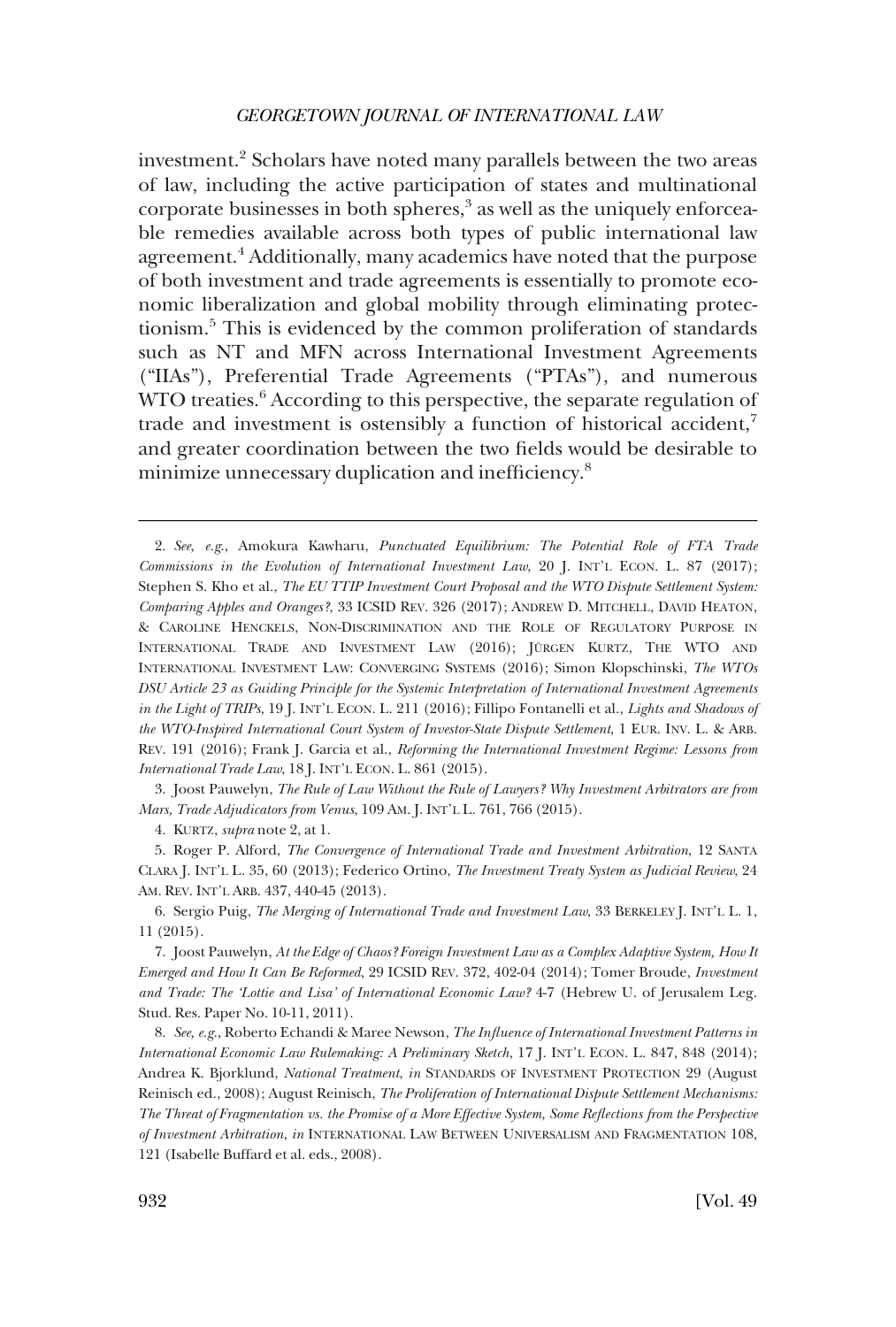investment.[2] Scholars have noted many parallels between the two areas of law, including the active participation of states and multinational corporate businesses in both spheres,[3] as well as the uniquely enforceable remedies available across both types of public international law agreement.[4] Additionally, many academics have noted that the purpose of both investment and trade agreements is essentially to promote economic liberalization and global mobility through eliminating protectionism.[5] This is evidenced by the common proliferation of standards such as NT and MFN across International Investment Agreements ("IIAs"), Preferential Trade Agreements ("PTAs"), and numerous WTO treaties.[6] According to this perspective, the separate regulation of trade and investment is ostensibly a function of historical accident,[7] and greater coordination between the two fields would be desirable to minimize unnecessary duplication and inefficiency.[8]

---

2. *See, e.g.*, Amokura Kawharu, *Punctuated Equilibrium: The Potential Role of FTA Trade Commissions in the Evolution of International Investment Law*, 20 J. INT'L ECON. L. 87 (2017); Stephen S. Kho et al., *The EU TTIP Investment Court Proposal and the WTO Dispute Settlement System: Comparing Apples and Oranges?*, 33 ICSID REV. 326 (2017); ANDREW D. MITCHELL, DAVID HEATON, & CAROLINE HENCKELS, NON-DISCRIMINATION AND THE ROLE OF REGULATORY PURPOSE IN INTERNATIONAL TRADE AND INVESTMENT LAW (2016); JÜRGEN KURTZ, THE WTO AND INTERNATIONAL INVESTMENT LAW: CONVERGING SYSTEMS (2016); Simon Klopschinski, *The WTOs DSU Article 23 as Guiding Principle for the Systemic Interpretation of International Investment Agreements in the Light of TRIPs*, 19 J. INT'L ECON. L. 211 (2016); Fillipo Fontanelli et al., *Lights and Shadows of the WTO-Inspired International Court System of Investor-State Dispute Settlement*, 1 EUR. INV. L. & ARB. REV. 191 (2016); Frank J. Garcia et al., *Reforming the International Investment Regime: Lessons from International Trade Law*, 18 J. INT'L ECON. L. 861 (2015).

3. Joost Pauwelyn, *The Rule of Law Without the Rule of Lawyers? Why Investment Arbitrators are from Mars, Trade Adjudicators from Venus*, 109 AM. J. INT'L L. 761, 766 (2015).

4. KURTZ, *supra* note 2, at 1.

5. Roger P. Alford, *The Convergence of International Trade and Investment Arbitration*, 12 SANTA CLARA J. INT'L L. 35, 60 (2013); Federico Ortino, *The Investment Treaty System as Judicial Review*, 24 AM. REV. INT'L ARB. 437, 440-45 (2013).

6. Sergio Puig, *The Merging of International Trade and Investment Law*, 33 BERKELEY J. INT'L L. 1, 11 (2015).

7. Joost Pauwelyn, *At the Edge of Chaos? Foreign Investment Law as a Complex Adaptive System, How It Emerged and How It Can Be Reformed*, 29 ICSID REV. 372, 402-04 (2014); Tomer Broude, *Investment and Trade: The 'Lottie and Lisa' of International Economic Law?* 4-7 (Hebrew U. of Jerusalem Leg. Stud. Res. Paper No. 10-11, 2011).

8. *See, e.g.*, Roberto Echandi & Maree Newson, *The Influence of International Investment Patterns in International Economic Law Rulemaking: A Preliminary Sketch*, 17 J. INT'L ECON. L. 847, 848 (2014); Andrea K. Bjorklund, *National Treatment*, *in* STANDARDS OF INVESTMENT PROTECTION 29 (August Reinisch ed., 2008); August Reinisch, *The Proliferation of International Dispute Settlement Mechanisms: The Threat of Fragmentation vs. the Promise of a More Effective System, Some Reflections from the Perspective of Investment Arbitration*, *in* INTERNATIONAL LAW BETWEEN UNIVERSALISM AND FRAGMENTATION 108, 121 (Isabelle Buffard et al. eds., 2008).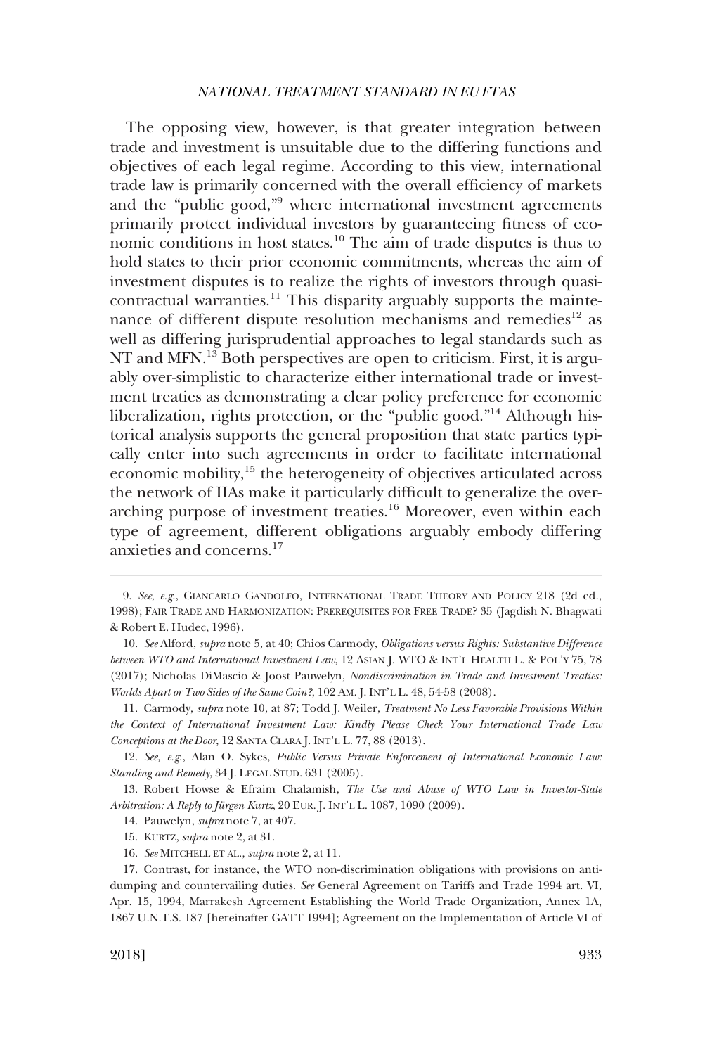The opposing view, however, is that greater integration between trade and investment is unsuitable due to the differing functions and objectives of each legal regime. According to this view, international trade law is primarily concerned with the overall efficiency of markets and the "public good,"[9] where international investment agreements primarily protect individual investors by guaranteeing fitness of economic conditions in host states.[10] The aim of trade disputes is thus to hold states to their prior economic commitments, whereas the aim of investment disputes is to realize the rights of investors through quasi-contractual warranties.[11] This disparity arguably supports the maintenance of different dispute resolution mechanisms and remedies[12] as well as differing jurisprudential approaches to legal standards such as NT and MFN.[13] Both perspectives are open to criticism. First, it is arguably over-simplistic to characterize either international trade or investment treaties as demonstrating a clear policy preference for economic liberalization, rights protection, or the "public good."[14] Although historical analysis supports the general proposition that state parties typically enter into such agreements in order to facilitate international economic mobility,[15] the heterogeneity of objectives articulated across the network of IIAs make it particularly difficult to generalize the overarching purpose of investment treaties.[16] Moreover, even within each type of agreement, different obligations arguably embody differing anxieties and concerns.[17]

---

9. *See, e.g.*, GIANCARLO GANDOLFO, INTERNATIONAL TRADE THEORY AND POLICY 218 (2d ed., 1998); FAIR TRADE AND HARMONIZATION: PREREQUISITES FOR FREE TRADE? 35 (Jagdish N. Bhagwati & Robert E. Hudec, 1996).

10. *See* Alford, *supra* note 5, at 40; Chios Carmody, *Obligations versus Rights: Substantive Difference between WTO and International Investment Law*, 12 ASIAN J. WTO & INT'L HEALTH L. & POL'Y 75, 78 (2017); Nicholas DiMascio & Joost Pauwelyn, *Nondiscrimination in Trade and Investment Treaties: Worlds Apart or Two Sides of the Same Coin?*, 102 AM. J. INT'L L. 48, 54-58 (2008).

11. Carmody, *supra* note 10, at 87; Todd J. Weiler, *Treatment No Less Favorable Provisions Within the Context of International Investment Law: Kindly Please Check Your International Trade Law Conceptions at the Door*, 12 SANTA CLARA J. INT'L L. 77, 88 (2013).

12. *See, e.g.*, Alan O. Sykes, *Public Versus Private Enforcement of International Economic Law: Standing and Remedy*, 34 J. LEGAL STUD. 631 (2005).

13. Robert Howse & Efraim Chalamish, *The Use and Abuse of WTO Law in Investor-State Arbitration: A Reply to Jürgen Kurtz*, 20 EUR. J. INT'L L. 1087, 1090 (2009).

14. Pauwelyn, *supra* note 7, at 407.

15. KURTZ, *supra* note 2, at 31.

16. *See* MITCHELL ET AL., *supra* note 2, at 11.

17. Contrast, for instance, the WTO non-discrimination obligations with provisions on anti-dumping and countervailing duties. *See* General Agreement on Tariffs and Trade 1994 art. VI, Apr. 15, 1994, Marrakesh Agreement Establishing the World Trade Organization, Annex 1A, 1867 U.N.T.S. 187 [hereinafter GATT 1994]; Agreement on the Implementation of Article VI of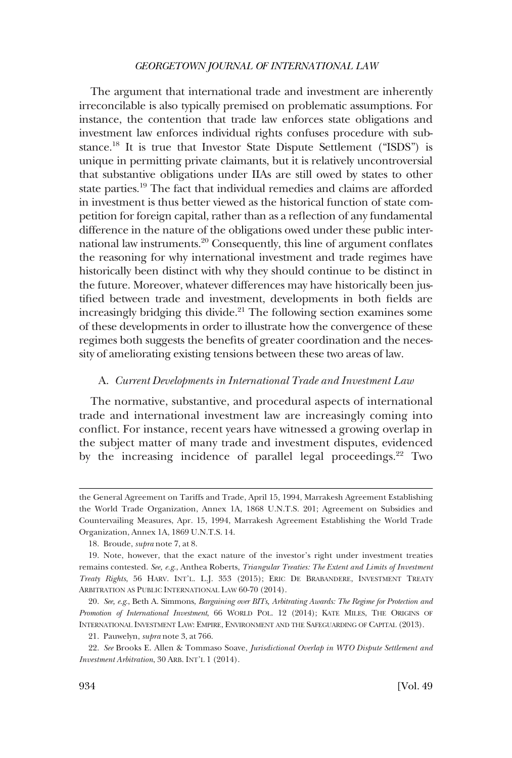The argument that international trade and investment are inherently irreconcilable is also typically premised on problematic assumptions. For instance, the contention that trade law enforces state obligations and investment law enforces individual rights confuses procedure with substance.[18] It is true that Investor State Dispute Settlement ("ISDS") is unique in permitting private claimants, but it is relatively uncontroversial that substantive obligations under IIAs are still owed by states to other state parties.[19] The fact that individual remedies and claims are afforded in investment is thus better viewed as the historical function of state competition for foreign capital, rather than as a reflection of any fundamental difference in the nature of the obligations owed under these public international law instruments.[20] Consequently, this line of argument conflates the reasoning for why international investment and trade regimes have historically been distinct with why they should continue to be distinct in the future. Moreover, whatever differences may have historically been justified between trade and investment, developments in both fields are increasingly bridging this divide.[21] The following section examines some of these developments in order to illustrate how the convergence of these regimes both suggests the benefits of greater coordination and the necessity of ameliorating existing tensions between these two areas of law.

### A. *Current Developments in International Trade and Investment Law*

The normative, substantive, and procedural aspects of international trade and international investment law are increasingly coming into conflict. For instance, recent years have witnessed a growing overlap in the subject matter of many trade and investment disputes, evidenced by the increasing incidence of parallel legal proceedings.[22] Two

---

the General Agreement on Tariffs and Trade, April 15, 1994, Marrakesh Agreement Establishing the World Trade Organization, Annex 1A, 1868 U.N.T.S. 201; Agreement on Subsidies and Countervailing Measures, Apr. 15, 1994, Marrakesh Agreement Establishing the World Trade Organization, Annex 1A, 1869 U.N.T.S. 14.

18. Broude, *supra* note 7, at 8.

19. Note, however, that the exact nature of the investor's right under investment treaties remains contested. *See, e.g.*, Anthea Roberts, *Triangular Treaties: The Extent and Limits of Investment Treaty Rights*, 56 HARV. INT'L. L.J. 353 (2015); ERIC DE BRABANDERE, INVESTMENT TREATY ARBITRATION AS PUBLIC INTERNATIONAL LAW 60-70 (2014).

20. *See, e.g.*, Beth A. Simmons, *Bargaining over BITs, Arbitrating Awards: The Regime for Protection and Promotion of International Investment*, 66 WORLD POL. 12 (2014); KATE MILES, THE ORIGINS OF INTERNATIONAL INVESTMENT LAW: EMPIRE, ENVIRONMENT AND THE SAFEGUARDING OF CAPITAL (2013).

21. Pauwelyn, *supra* note 3, at 766.

22. *See* Brooks E. Allen & Tommaso Soave, *Jurisdictional Overlap in WTO Dispute Settlement and Investment Arbitration*, 30 ARB. INT'L 1 (2014).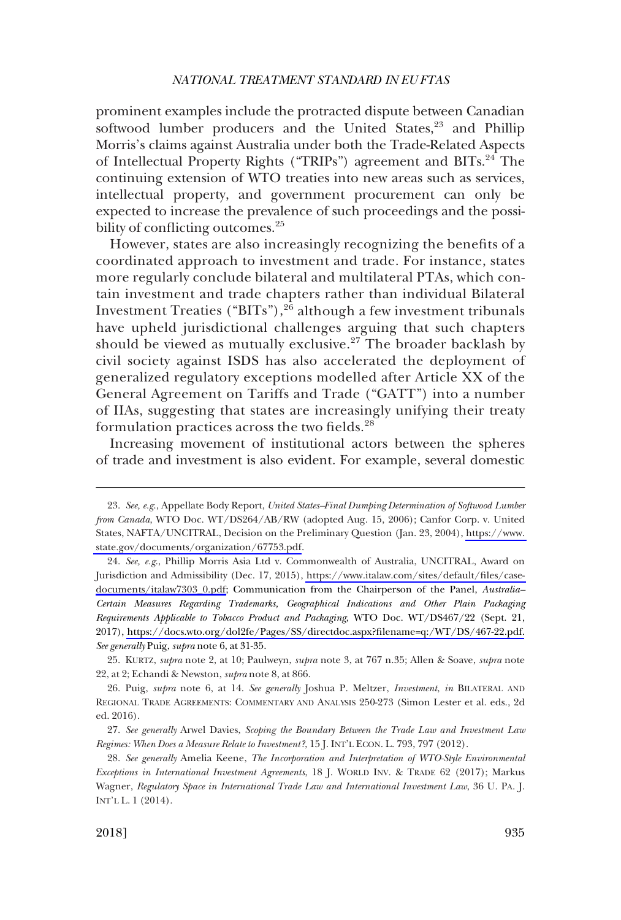prominent examples include the protracted dispute between Canadian softwood lumber producers and the United States,[23] and Phillip Morris's claims against Australia under both the Trade-Related Aspects of Intellectual Property Rights ("TRIPs") agreement and BITs.[24] The continuing extension of WTO treaties into new areas such as services, intellectual property, and government procurement can only be expected to increase the prevalence of such proceedings and the possibility of conflicting outcomes.[25]

However, states are also increasingly recognizing the benefits of a coordinated approach to investment and trade. For instance, states more regularly conclude bilateral and multilateral PTAs, which contain investment and trade chapters rather than individual Bilateral Investment Treaties ("BITs"),[26] although a few investment tribunals have upheld jurisdictional challenges arguing that such chapters should be viewed as mutually exclusive.[27] The broader backlash by civil society against ISDS has also accelerated the deployment of generalized regulatory exceptions modelled after Article XX of the General Agreement on Tariffs and Trade ("GATT") into a number of IIAs, suggesting that states are increasingly unifying their treaty formulation practices across the two fields.[28]

Increasing movement of institutional actors between the spheres of trade and investment is also evident. For example, several domestic

---

23. *See, e.g.*, Appellate Body Report, *United States–Final Dumping Determination of Softwood Lumber from Canada*, WTO Doc. WT/DS264/AB/RW (adopted Aug. 15, 2006); Canfor Corp. v. United States, NAFTA/UNCITRAL, Decision on the Preliminary Question (Jan. 23, 2004), https://www.state.gov/documents/organization/67753.pdf.

24. *See, e.g.*, Phillip Morris Asia Ltd v. Commonwealth of Australia, UNCITRAL, Award on Jurisdiction and Admissibility (Dec. 17, 2015), https://www.italaw.com/sites/default/files/case-documents/italaw7303_0.pdf; Communication from the Chairperson of the Panel, *Australia–Certain Measures Regarding Trademarks, Geographical Indications and Other Plain Packaging Requirements Applicable to Tobacco Product and Packaging*, WTO Doc. WT/DS467/22 (Sept. 21, 2017), https://docs.wto.org/dol2fe/Pages/SS/directdoc.aspx?filename=q:/WT/DS/467-22.pdf. *See generally* Puig, *supra* note 6, at 31-35.

25. KURTZ, *supra* note 2, at 10; Paulweyn, *supra* note 3, at 767 n.35; Allen & Soave, *supra* note 22, at 2; Echandi & Newston, *supra* note 8, at 866.

26. Puig, *supra* note 6, at 14. *See generally* Joshua P. Meltzer, *Investment*, *in* BILATERAL AND REGIONAL TRADE AGREEMENTS: COMMENTARY AND ANALYSIS 250-273 (Simon Lester et al. eds., 2d ed. 2016).

27. *See generally* Arwel Davies, *Scoping the Boundary Between the Trade Law and Investment Law Regimes: When Does a Measure Relate to Investment?*, 15 J. INT'L ECON. L. 793, 797 (2012).

28. *See generally* Amelia Keene, *The Incorporation and Interpretation of WTO-Style Environmental Exceptions in International Investment Agreements*, 18 J. WORLD INV. & TRADE 62 (2017); Markus Wagner, *Regulatory Space in International Trade Law and International Investment Law*, 36 U. PA. J. INT'L L. 1 (2014).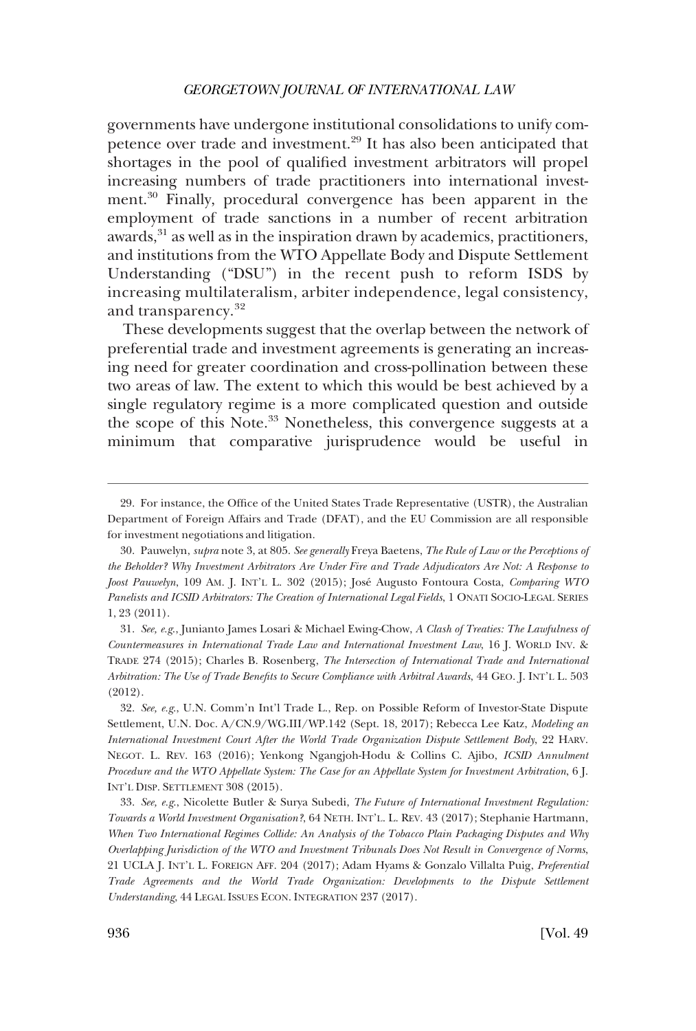governments have undergone institutional consolidations to unify competence over trade and investment.[29] It has also been anticipated that shortages in the pool of qualified investment arbitrators will propel increasing numbers of trade practitioners into international investment.[30] Finally, procedural convergence has been apparent in the employment of trade sanctions in a number of recent arbitration awards,[31] as well as in the inspiration drawn by academics, practitioners, and institutions from the WTO Appellate Body and Dispute Settlement Understanding ("DSU") in the recent push to reform ISDS by increasing multilateralism, arbiter independence, legal consistency, and transparency.[32]

These developments suggest that the overlap between the network of preferential trade and investment agreements is generating an increasing need for greater coordination and cross-pollination between these two areas of law. The extent to which this would be best achieved by a single regulatory regime is a more complicated question and outside the scope of this Note.[33] Nonetheless, this convergence suggests at a minimum that comparative jurisprudence would be useful in

---

29. For instance, the Office of the United States Trade Representative (USTR), the Australian Department of Foreign Affairs and Trade (DFAT), and the EU Commission are all responsible for investment negotiations and litigation.

30. Pauwelyn, *supra* note 3, at 805. *See generally* Freya Baetens, *The Rule of Law or the Perceptions of the Beholder? Why Investment Arbitrators Are Under Fire and Trade Adjudicators Are Not: A Response to Joost Pauwelyn*, 109 AM. J. INT'L L. 302 (2015); José Augusto Fontoura Costa, *Comparing WTO Panelists and ICSID Arbitrators: The Creation of International Legal Fields*, 1 ONATI SOCIO-LEGAL SERIES 1, 23 (2011).

31. *See, e.g.*, Junianto James Losari & Michael Ewing-Chow, *A Clash of Treaties: The Lawfulness of Countermeasures in International Trade Law and International Investment Law*, 16 J. WORLD INV. & TRADE 274 (2015); Charles B. Rosenberg, *The Intersection of International Trade and International Arbitration: The Use of Trade Benefits to Secure Compliance with Arbitral Awards*, 44 GEO. J. INT'L L. 503 (2012).

32. *See, e.g.*, U.N. Comm'n Int'l Trade L., Rep. on Possible Reform of Investor-State Dispute Settlement, U.N. Doc. A/CN.9/WG.III/WP.142 (Sept. 18, 2017); Rebecca Lee Katz, *Modeling an International Investment Court After the World Trade Organization Dispute Settlement Body*, 22 HARV. NEGOT. L. REV. 163 (2016); Yenkong Ngangjoh-Hodu & Collins C. Ajibo, *ICSID Annulment Procedure and the WTO Appellate System: The Case for an Appellate System for Investment Arbitration*, 6 J. INT'L DISP. SETTLEMENT 308 (2015).

33. *See, e.g.*, Nicolette Butler & Surya Subedi, *The Future of International Investment Regulation: Towards a World Investment Organisation?*, 64 NETH. INT'L. L. REV. 43 (2017); Stephanie Hartmann, *When Two International Regimes Collide: An Analysis of the Tobacco Plain Packaging Disputes and Why Overlapping Jurisdiction of the WTO and Investment Tribunals Does Not Result in Convergence of Norms*, 21 UCLA J. INT'L L. FOREIGN AFF. 204 (2017); Adam Hyams & Gonzalo Villalta Puig, *Preferential Trade Agreements and the World Trade Organization: Developments to the Dispute Settlement Understanding*, 44 LEGAL ISSUES ECON. INTEGRATION 237 (2017).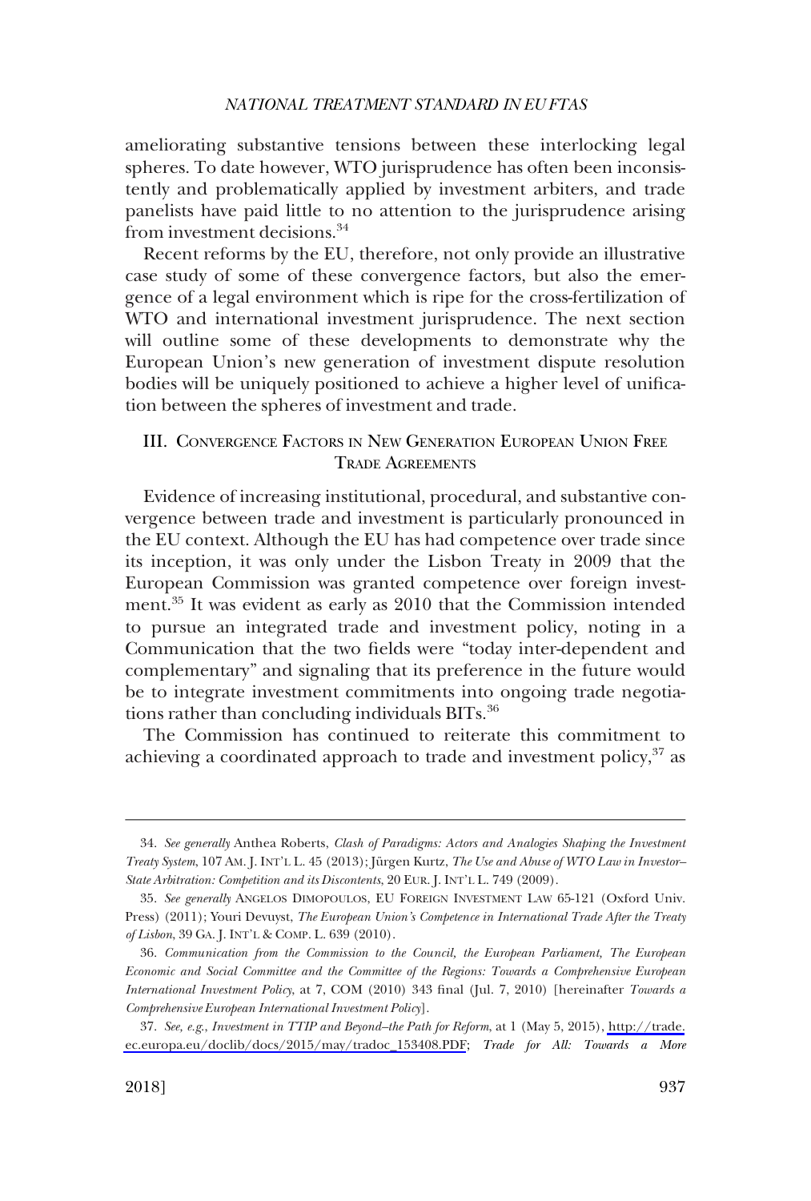ameliorating substantive tensions between these interlocking legal spheres. To date however, WTO jurisprudence has often been inconsistently and problematically applied by investment arbiters, and trade panelists have paid little to no attention to the jurisprudence arising from investment decisions.[34]

Recent reforms by the EU, therefore, not only provide an illustrative case study of some of these convergence factors, but also the emergence of a legal environment which is ripe for the cross-fertilization of WTO and international investment jurisprudence. The next section will outline some of these developments to demonstrate why the European Union's new generation of investment dispute resolution bodies will be uniquely positioned to achieve a higher level of unification between the spheres of investment and trade.

## III. Convergence Factors in New Generation European Union Free Trade Agreements

Evidence of increasing institutional, procedural, and substantive convergence between trade and investment is particularly pronounced in the EU context. Although the EU has had competence over trade since its inception, it was only under the Lisbon Treaty in 2009 that the European Commission was granted competence over foreign investment.[35] It was evident as early as 2010 that the Commission intended to pursue an integrated trade and investment policy, noting in a Communication that the two fields were "today inter-dependent and complementary" and signaling that its preference in the future would be to integrate investment commitments into ongoing trade negotiations rather than concluding individuals BITs.[36]

The Commission has continued to reiterate this commitment to achieving a coordinated approach to trade and investment policy,[37] as

---

34. *See generally* Anthea Roberts, *Clash of Paradigms: Actors and Analogies Shaping the Investment Treaty System*, 107 AM. J. INT'L L. 45 (2013); Jürgen Kurtz, *The Use and Abuse of WTO Law in Investor–State Arbitration: Competition and its Discontents*, 20 EUR. J. INT'L L. 749 (2009).

35. *See generally* ANGELOS DIMOPOULOS, EU FOREIGN INVESTMENT LAW 65-121 (Oxford Univ. Press) (2011); Youri Devuyst, *The European Union's Competence in International Trade After the Treaty of Lisbon*, 39 GA. J. INT'L & COMP. L. 639 (2010).

36. *Communication from the Commission to the Council, the European Parliament, The European Economic and Social Committee and the Committee of the Regions: Towards a Comprehensive European International Investment Policy*, at 7, COM (2010) 343 final (Jul. 7, 2010) [hereinafter *Towards a Comprehensive European International Investment Policy*].

37. *See, e.g.*, *Investment in TTIP and Beyond–the Path for Reform*, at 1 (May 5, 2015), http://trade.ec.europa.eu/doclib/docs/2015/may/tradoc_153408.PDF; *Trade for All: Towards a More*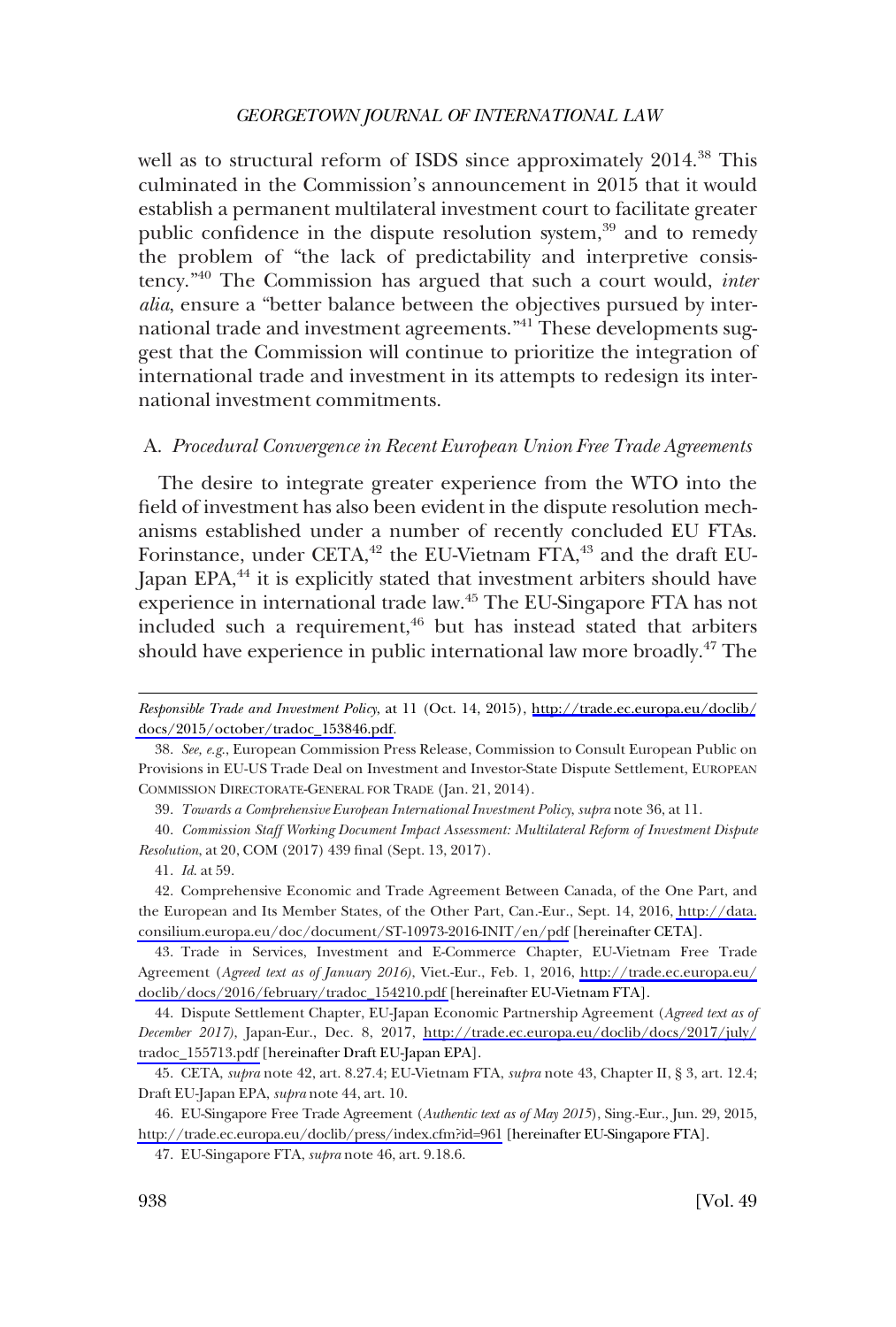well as to structural reform of ISDS since approximately 2014.[38] This culminated in the Commission's announcement in 2015 that it would establish a permanent multilateral investment court to facilitate greater public confidence in the dispute resolution system,[39] and to remedy the problem of "the lack of predictability and interpretive consistency."[40] The Commission has argued that such a court would, *inter alia*, ensure a "better balance between the objectives pursued by international trade and investment agreements."[41] These developments suggest that the Commission will continue to prioritize the integration of international trade and investment in its attempts to redesign its international investment commitments.

### A. *Procedural Convergence in Recent European Union Free Trade Agreements*

The desire to integrate greater experience from the WTO into the field of investment has also been evident in the dispute resolution mechanisms established under a number of recently concluded EU FTAs. Forinstance, under CETA,[42] the EU-Vietnam FTA,[43] and the draft EU-Japan EPA,[44] it is explicitly stated that investment arbiters should have experience in international trade law.[45] The EU-Singapore FTA has not included such a requirement,[46] but has instead stated that arbiters should have experience in public international law more broadly.[47] The

---

*Responsible Trade and Investment Policy*, at 11 (Oct. 14, 2015), http://trade.ec.europa.eu/doclib/docs/2015/october/tradoc_153846.pdf.

38. *See, e.g.*, European Commission Press Release, Commission to Consult European Public on Provisions in EU-US Trade Deal on Investment and Investor-State Dispute Settlement, EUROPEAN COMMISSION DIRECTORATE-GENERAL FOR TRADE (Jan. 21, 2014).

39. *Towards a Comprehensive European International Investment Policy*, *supra* note 36, at 11.

40. *Commission Staff Working Document Impact Assessment: Multilateral Reform of Investment Dispute Resolution*, at 20, COM (2017) 439 final (Sept. 13, 2017).

41. *Id.* at 59.

42. Comprehensive Economic and Trade Agreement Between Canada, of the One Part, and the European and Its Member States, of the Other Part, Can.-Eur., Sept. 14, 2016, http://data.consilium.europa.eu/doc/document/ST-10973-2016-INIT/en/pdf [hereinafter CETA].

43. Trade in Services, Investment and E-Commerce Chapter, EU-Vietnam Free Trade Agreement (*Agreed text as of January 2016*), Viet.-Eur., Feb. 1, 2016, http://trade.ec.europa.eu/doclib/docs/2016/february/tradoc_154210.pdf [hereinafter EU-Vietnam FTA].

44. Dispute Settlement Chapter, EU-Japan Economic Partnership Agreement (*Agreed text as of December 2017*), Japan-Eur., Dec. 8, 2017, http://trade.ec.europa.eu/doclib/docs/2017/july/tradoc_155713.pdf [hereinafter Draft EU-Japan EPA].

45. CETA, *supra* note 42, art. 8.27.4; EU-Vietnam FTA, *supra* note 43, Chapter II, § 3, art. 12.4; Draft EU-Japan EPA, *supra* note 44, art. 10.

46. EU-Singapore Free Trade Agreement (*Authentic text as of May 2015*), Sing.-Eur., Jun. 29, 2015, http://trade.ec.europa.eu/doclib/press/index.cfm?id=961 [hereinafter EU-Singapore FTA].

47. EU-Singapore FTA, *supra* note 46, art. 9.18.6.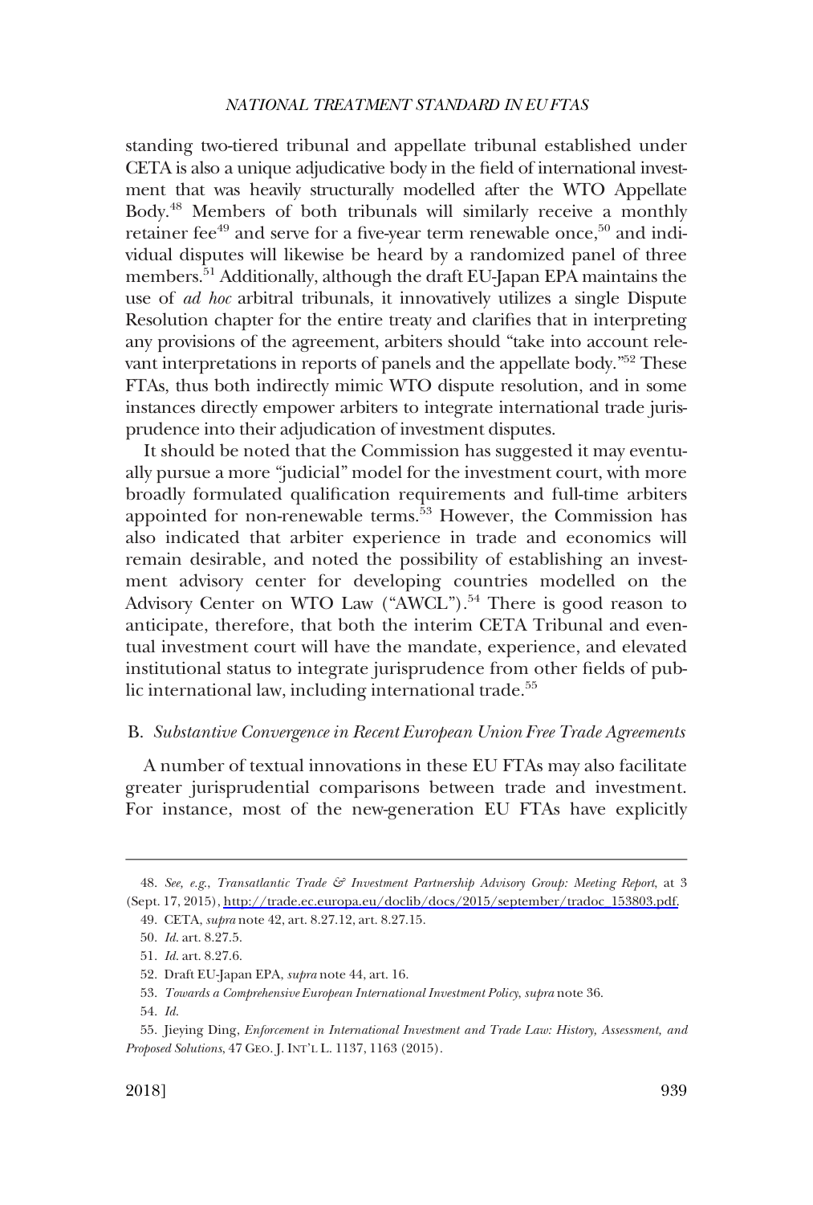standing two-tiered tribunal and appellate tribunal established under CETA is also a unique adjudicative body in the field of international investment that was heavily structurally modelled after the WTO Appellate Body.[48] Members of both tribunals will similarly receive a monthly retainer fee[49] and serve for a five-year term renewable once,[50] and individual disputes will likewise be heard by a randomized panel of three members.[51] Additionally, although the draft EU-Japan EPA maintains the use of *ad hoc* arbitral tribunals, it innovatively utilizes a single Dispute Resolution chapter for the entire treaty and clarifies that in interpreting any provisions of the agreement, arbiters should "take into account relevant interpretations in reports of panels and the appellate body."[52] These FTAs, thus both indirectly mimic WTO dispute resolution, and in some instances directly empower arbiters to integrate international trade jurisprudence into their adjudication of investment disputes.

It should be noted that the Commission has suggested it may eventually pursue a more "judicial" model for the investment court, with more broadly formulated qualification requirements and full-time arbiters appointed for non-renewable terms.[53] However, the Commission has also indicated that arbiter experience in trade and economics will remain desirable, and noted the possibility of establishing an investment advisory center for developing countries modelled on the Advisory Center on WTO Law ("AWCL").[54] There is good reason to anticipate, therefore, that both the interim CETA Tribunal and eventual investment court will have the mandate, experience, and elevated institutional status to integrate jurisprudence from other fields of public international law, including international trade.[55]

### B. *Substantive Convergence in Recent European Union Free Trade Agreements*

A number of textual innovations in these EU FTAs may also facilitate greater jurisprudential comparisons between trade and investment. For instance, most of the new-generation EU FTAs have explicitly

---

48. *See, e.g.*, *Transatlantic Trade & Investment Partnership Advisory Group: Meeting Report*, at 3 (Sept. 17, 2015), http://trade.ec.europa.eu/doclib/docs/2015/september/tradoc_153803.pdf.

49. CETA, *supra* note 42, art. 8.27.12, art. 8.27.15.

50. *Id.* art. 8.27.5.

51. *Id.* art. 8.27.6.

52. Draft EU-Japan EPA, *supra* note 44, art. 16.

53. *Towards a Comprehensive European International Investment Policy*, *supra* note 36.

54. *Id.*

55. Jieying Ding, *Enforcement in International Investment and Trade Law: History, Assessment, and Proposed Solutions*, 47 GEO. J. INT'L L. 1137, 1163 (2015).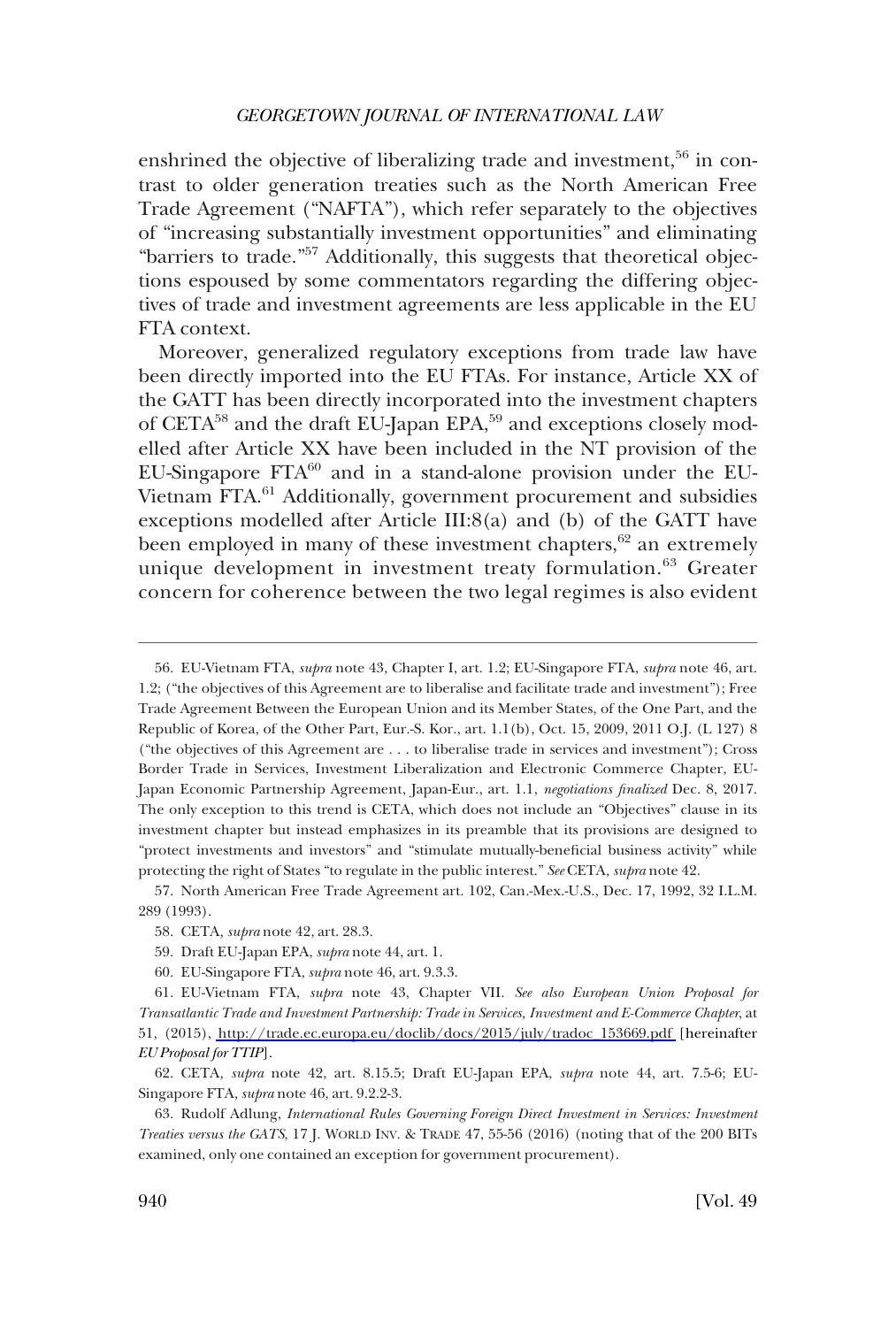enshrined the objective of liberalizing trade and investment,[56] in contrast to older generation treaties such as the North American Free Trade Agreement ("NAFTA"), which refer separately to the objectives of "increasing substantially investment opportunities" and eliminating "barriers to trade."[57] Additionally, this suggests that theoretical objections espoused by some commentators regarding the differing objectives of trade and investment agreements are less applicable in the EU FTA context.

Moreover, generalized regulatory exceptions from trade law have been directly imported into the EU FTAs. For instance, Article XX of the GATT has been directly incorporated into the investment chapters of CETA[58] and the draft EU-Japan EPA,[59] and exceptions closely modelled after Article XX have been included in the NT provision of the EU-Singapore FTA[60] and in a stand-alone provision under the EU-Vietnam FTA.[61] Additionally, government procurement and subsidies exceptions modelled after Article III:8(a) and (b) of the GATT have been employed in many of these investment chapters,[62] an extremely unique development in investment treaty formulation.[63] Greater concern for coherence between the two legal regimes is also evident

---

56. EU-Vietnam FTA, *supra* note 43, Chapter I, art. 1.2; EU-Singapore FTA, *supra* note 46, art. 1.2; ("the objectives of this Agreement are to liberalise and facilitate trade and investment"); Free Trade Agreement Between the European Union and its Member States, of the One Part, and the Republic of Korea, of the Other Part, Eur.-S. Kor., art. 1.1(b), Oct. 15, 2009, 2011 O.J. (L 127) 8 ("the objectives of this Agreement are . . . to liberalise trade in services and investment"); Cross Border Trade in Services, Investment Liberalization and Electronic Commerce Chapter, EU-Japan Economic Partnership Agreement, Japan-Eur., art. 1.1, *negotiations finalized* Dec. 8, 2017. The only exception to this trend is CETA, which does not include an "Objectives" clause in its investment chapter but instead emphasizes in its preamble that its provisions are designed to "protect investments and investors" and "stimulate mutually-beneficial business activity" while protecting the right of States "to regulate in the public interest." *See* CETA, *supra* note 42.

57. North American Free Trade Agreement art. 102, Can.-Mex.-U.S., Dec. 17, 1992, 32 I.L.M. 289 (1993).

58. CETA, *supra* note 42, art. 28.3.

59. Draft EU-Japan EPA, *supra* note 44, art. 1.

60. EU-Singapore FTA, *supra* note 46, art. 9.3.3.

61. EU-Vietnam FTA, *supra* note 43, Chapter VII. *See also European Union Proposal for Transatlantic Trade and Investment Partnership: Trade in Services, Investment and E-Commerce Chapter*, at 51, (2015), http://trade.ec.europa.eu/doclib/docs/2015/july/tradoc_153669.pdf [hereinafter *EU Proposal for TTIP*].

62. CETA, *supra* note 42, art. 8.15.5; Draft EU-Japan EPA, *supra* note 44, art. 7.5-6; EU-Singapore FTA, *supra* note 46, art. 9.2.2-3.

63. Rudolf Adlung, *International Rules Governing Foreign Direct Investment in Services: Investment Treaties versus the GATS*, 17 J. WORLD INV. & TRADE 47, 55-56 (2016) (noting that of the 200 BITs examined, only one contained an exception for government procurement).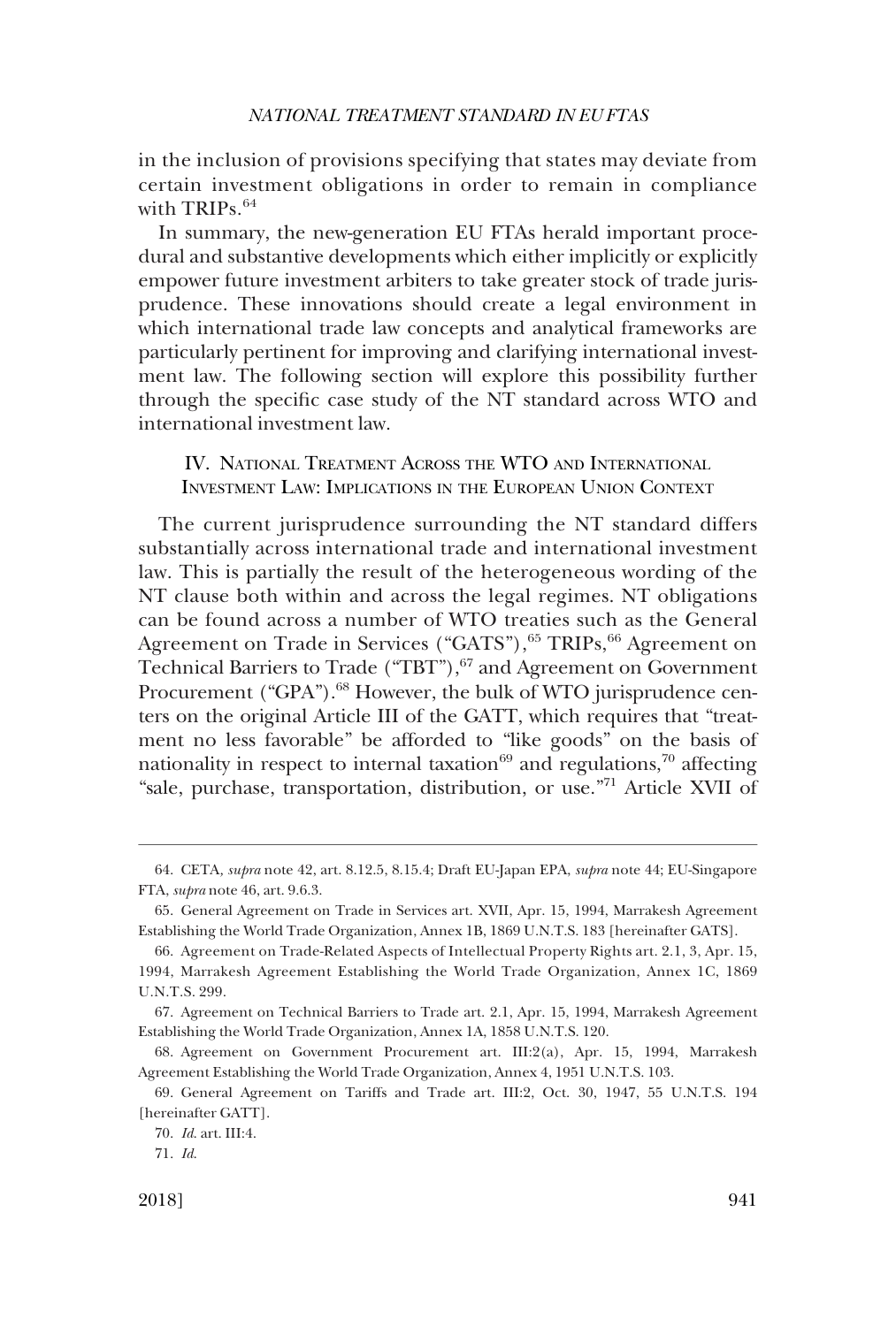in the inclusion of provisions specifying that states may deviate from certain investment obligations in order to remain in compliance with TRIPs.[64]

In summary, the new-generation EU FTAs herald important procedural and substantive developments which either implicitly or explicitly empower future investment arbiters to take greater stock of trade jurisprudence. These innovations should create a legal environment in which international trade law concepts and analytical frameworks are particularly pertinent for improving and clarifying international investment law. The following section will explore this possibility further through the specific case study of the NT standard across WTO and international investment law.

## IV. National Treatment Across the WTO and International Investment Law: Implications in the European Union Context

The current jurisprudence surrounding the NT standard differs substantially across international trade and international investment law. This is partially the result of the heterogeneous wording of the NT clause both within and across the legal regimes. NT obligations can be found across a number of WTO treaties such as the General Agreement on Trade in Services ("GATS"),[65] TRIPs,[66] Agreement on Technical Barriers to Trade ("TBT"),[67] and Agreement on Government Procurement ("GPA").[68] However, the bulk of WTO jurisprudence centers on the original Article III of the GATT, which requires that "treatment no less favorable" be afforded to "like goods" on the basis of nationality in respect to internal taxation[69] and regulations,[70] affecting "sale, purchase, transportation, distribution, or use."[71] Article XVII of

---

64. CETA, *supra* note 42, art. 8.12.5, 8.15.4; Draft EU-Japan EPA, *supra* note 44; EU-Singapore FTA, *supra* note 46, art. 9.6.3.

65. General Agreement on Trade in Services art. XVII, Apr. 15, 1994, Marrakesh Agreement Establishing the World Trade Organization, Annex 1B, 1869 U.N.T.S. 183 [hereinafter GATS].

66. Agreement on Trade-Related Aspects of Intellectual Property Rights art. 2.1, 3, Apr. 15, 1994, Marrakesh Agreement Establishing the World Trade Organization, Annex 1C, 1869 U.N.T.S. 299.

67. Agreement on Technical Barriers to Trade art. 2.1, Apr. 15, 1994, Marrakesh Agreement Establishing the World Trade Organization, Annex 1A, 1858 U.N.T.S. 120.

68. Agreement on Government Procurement art. III:2(a), Apr. 15, 1994, Marrakesh Agreement Establishing the World Trade Organization, Annex 4, 1951 U.N.T.S. 103.

69. General Agreement on Tariffs and Trade art. III:2, Oct. 30, 1947, 55 U.N.T.S. 194 [hereinafter GATT].

70. *Id.* art. III:4.

71. *Id.*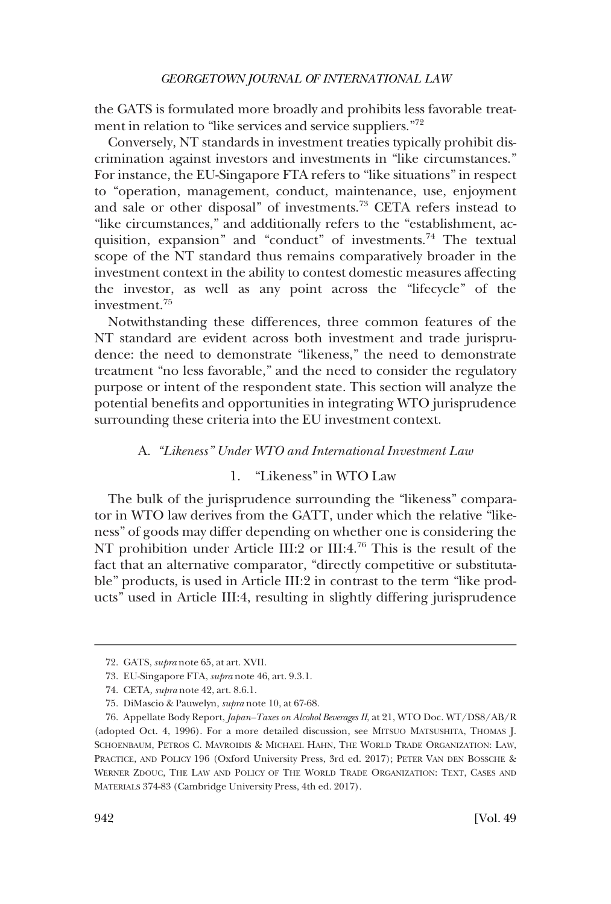the GATS is formulated more broadly and prohibits less favorable treatment in relation to "like services and service suppliers."[72]

Conversely, NT standards in investment treaties typically prohibit discrimination against investors and investments in "like circumstances." For instance, the EU-Singapore FTA refers to "like situations" in respect to "operation, management, conduct, maintenance, use, enjoyment and sale or other disposal" of investments.[73] CETA refers instead to "like circumstances," and additionally refers to the "establishment, acquisition, expansion" and "conduct" of investments.[74] The textual scope of the NT standard thus remains comparatively broader in the investment context in the ability to contest domestic measures affecting the investor, as well as any point across the "lifecycle" of the investment.[75]

Notwithstanding these differences, three common features of the NT standard are evident across both investment and trade jurisprudence: the need to demonstrate "likeness," the need to demonstrate treatment "no less favorable," and the need to consider the regulatory purpose or intent of the respondent state. This section will analyze the potential benefits and opportunities in integrating WTO jurisprudence surrounding these criteria into the EU investment context.

### A. *"Likeness" Under WTO and International Investment Law*

#### 1. "Likeness" in WTO Law

The bulk of the jurisprudence surrounding the "likeness" comparator in WTO law derives from the GATT, under which the relative "likeness" of goods may differ depending on whether one is considering the NT prohibition under Article III:2 or III:4.[76] This is the result of the fact that an alternative comparator, "directly competitive or substitutable" products, is used in Article III:2 in contrast to the term "like products" used in Article III:4, resulting in slightly differing jurisprudence

---

72. GATS, *supra* note 65, at art. XVII.

73. EU-Singapore FTA, *supra* note 46, art. 9.3.1.

74. CETA, *supra* note 42, art. 8.6.1.

75. DiMascio & Pauwelyn, *supra* note 10, at 67-68.

76. Appellate Body Report, *Japan–Taxes on Alcohol Beverages II*, at 21, WTO Doc. WT/DS8/AB/R (adopted Oct. 4, 1996). For a more detailed discussion, see MITSUO MATSUSHITA, THOMAS J. SCHOENBAUM, PETROS C. MAVROIDIS & MICHAEL HAHN, THE WORLD TRADE ORGANIZATION: LAW, PRACTICE, AND POLICY 196 (Oxford University Press, 3rd ed. 2017); PETER VAN DEN BOSSCHE & WERNER ZDOUC, THE LAW AND POLICY OF THE WORLD TRADE ORGANIZATION: TEXT, CASES AND MATERIALS 374-83 (Cambridge University Press, 4th ed. 2017).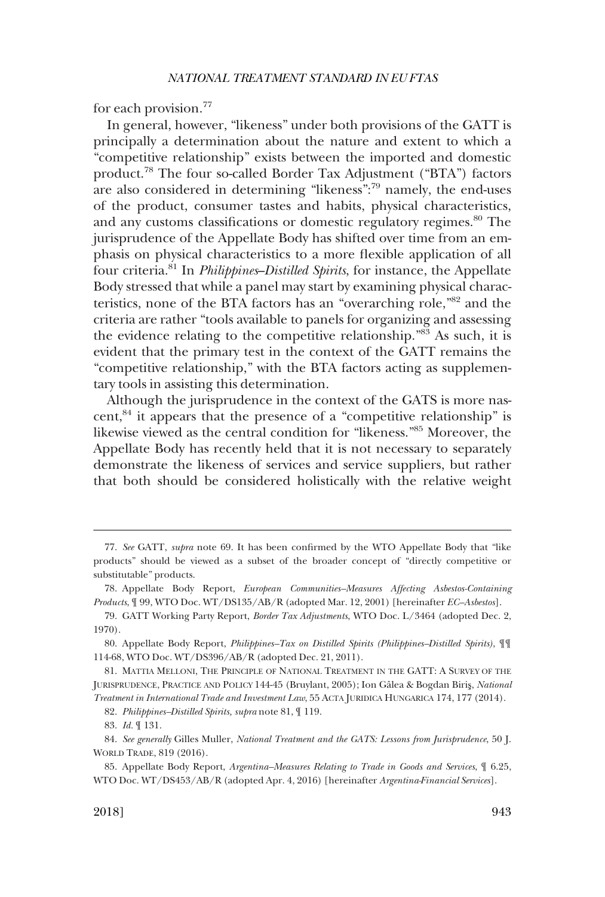for each provision.[77]

In general, however, "likeness" under both provisions of the GATT is principally a determination about the nature and extent to which a "competitive relationship" exists between the imported and domestic product.[78] The four so-called Border Tax Adjustment ("BTA") factors are also considered in determining "likeness":[79] namely, the end-uses of the product, consumer tastes and habits, physical characteristics, and any customs classifications or domestic regulatory regimes.[80] The jurisprudence of the Appellate Body has shifted over time from an emphasis on physical characteristics to a more flexible application of all four criteria.[81] In *Philippines–Distilled Spirits*, for instance, the Appellate Body stressed that while a panel may start by examining physical characteristics, none of the BTA factors has an "overarching role,"[82] and the criteria are rather "tools available to panels for organizing and assessing the evidence relating to the competitive relationship."[83] As such, it is evident that the primary test in the context of the GATT remains the "competitive relationship," with the BTA factors acting as supplementary tools in assisting this determination.

Although the jurisprudence in the context of the GATS is more nascent,[84] it appears that the presence of a "competitive relationship" is likewise viewed as the central condition for "likeness."[85] Moreover, the Appellate Body has recently held that it is not necessary to separately demonstrate the likeness of services and service suppliers, but rather that both should be considered holistically with the relative weight

---

77. *See* GATT, *supra* note 69. It has been confirmed by the WTO Appellate Body that "like products" should be viewed as a subset of the broader concept of "directly competitive or substitutable" products.

78. Appellate Body Report, *European Communities–Measures Affecting Asbestos-Containing Products*, ¶ 99, WTO Doc. WT/DS135/AB/R (adopted Mar. 12, 2001) [hereinafter *EC–Asbestos*].

79. GATT Working Party Report, *Border Tax Adjustments*, WTO Doc. L/3464 (adopted Dec. 2, 1970).

80. Appellate Body Report, *Philippines–Tax on Distilled Spirits (Philippines–Distilled Spirits)*, ¶¶ 114-68, WTO Doc. WT/DS396/AB/R (adopted Dec. 21, 2011).

81. MATTIA MELLONI, THE PRINCIPLE OF NATIONAL TREATMENT IN THE GATT: A SURVEY OF THE JURISPRUDENCE, PRACTICE AND POLICY 144-45 (Bruylant, 2005); Ion Gâlea & Bogdan Biriş, *National Treatment in International Trade and Investment Law*, 55 ACTA JURIDICA HUNGARICA 174, 177 (2014).

82. *Philippines–Distilled Spirits, supra* note 81, ¶ 119.

83. *Id.* ¶ 131.

84. *See generally* Gilles Muller, *National Treatment and the GATS: Lessons from Jurisprudence*, 50 J. WORLD TRADE, 819 (2016).

85. Appellate Body Report, *Argentina–Measures Relating to Trade in Goods and Services*, ¶ 6.25, WTO Doc. WT/DS453/AB/R (adopted Apr. 4, 2016) [hereinafter *Argentina-Financial Services*].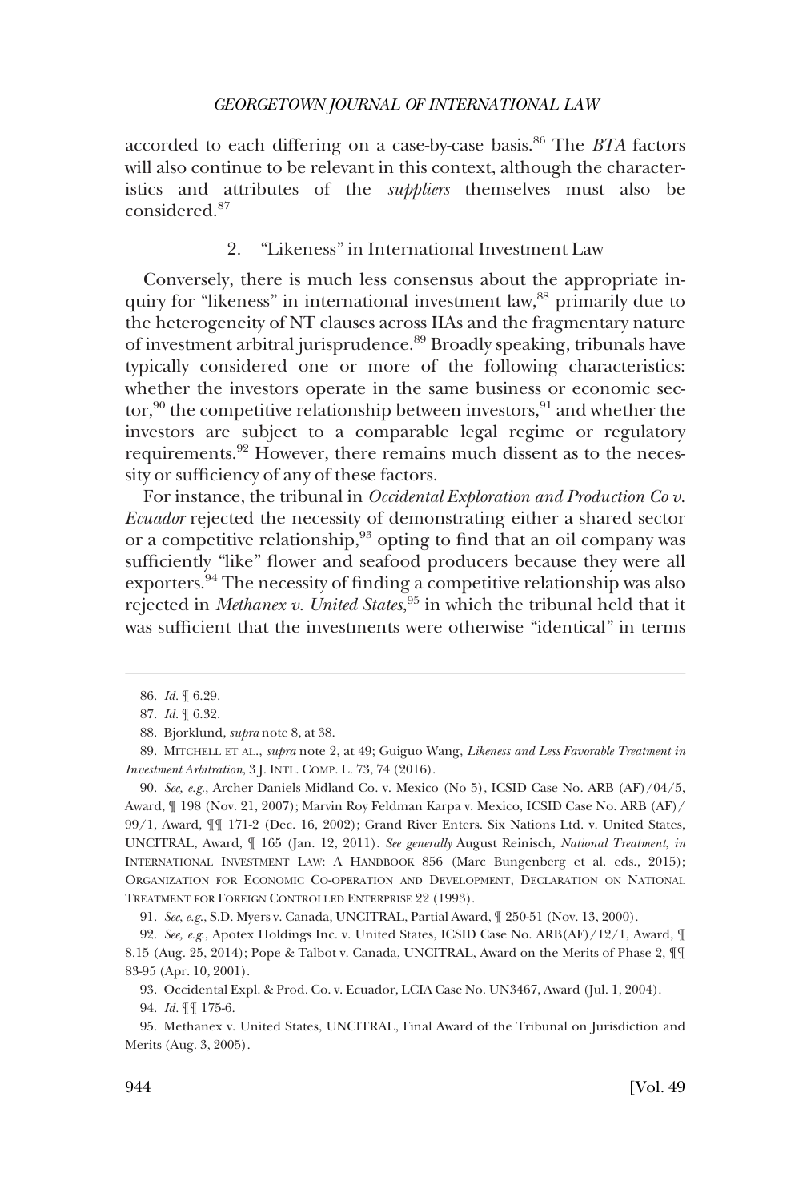accorded to each differing on a case-by-case basis.[86] The *BTA* factors will also continue to be relevant in this context, although the characteristics and attributes of the *suppliers* themselves must also be considered.[87]

### 2. "Likeness" in International Investment Law

Conversely, there is much less consensus about the appropriate inquiry for "likeness" in international investment law,[88] primarily due to the heterogeneity of NT clauses across IIAs and the fragmentary nature of investment arbitral jurisprudence.[89] Broadly speaking, tribunals have typically considered one or more of the following characteristics: whether the investors operate in the same business or economic sector,[90] the competitive relationship between investors,[91] and whether the investors are subject to a comparable legal regime or regulatory requirements.[92] However, there remains much dissent as to the necessity or sufficiency of any of these factors.

For instance, the tribunal in *Occidental Exploration and Production Co v. Ecuador* rejected the necessity of demonstrating either a shared sector or a competitive relationship,[93] opting to find that an oil company was sufficiently "like" flower and seafood producers because they were all exporters.[94] The necessity of finding a competitive relationship was also rejected in *Methanex v. United States*,[95] in which the tribunal held that it was sufficient that the investments were otherwise "identical" in terms

---

86. *Id.* ¶ 6.29.

87. *Id.* ¶ 6.32.

88. Bjorklund, *supra* note 8, at 38.

89. MITCHELL ET AL., *supra* note 2, at 49; Guiguo Wang, *Likeness and Less Favorable Treatment in Investment Arbitration*, 3 J. INTL. COMP. L. 73, 74 (2016).

90. *See, e.g.*, Archer Daniels Midland Co. v. Mexico (No 5), ICSID Case No. ARB (AF)/04/5, Award, ¶ 198 (Nov. 21, 2007); Marvin Roy Feldman Karpa v. Mexico, ICSID Case No. ARB (AF)/99/1, Award, ¶¶ 171-2 (Dec. 16, 2002); Grand River Enters. Six Nations Ltd. v. United States, UNCITRAL, Award, ¶ 165 (Jan. 12, 2011). *See generally* August Reinisch, *National Treatment*, *in* INTERNATIONAL INVESTMENT LAW: A HANDBOOK 856 (Marc Bungenberg et al. eds., 2015); ORGANIZATION FOR ECONOMIC CO-OPERATION AND DEVELOPMENT, DECLARATION ON NATIONAL TREATMENT FOR FOREIGN CONTROLLED ENTERPRISE 22 (1993).

91. *See, e.g.*, S.D. Myers v. Canada, UNCITRAL, Partial Award, ¶ 250-51 (Nov. 13, 2000).

92. *See, e.g.*, Apotex Holdings Inc. v. United States, ICSID Case No. ARB(AF)/12/1, Award, ¶ 8.15 (Aug. 25, 2014); Pope & Talbot v. Canada, UNCITRAL, Award on the Merits of Phase 2, ¶¶ 83-95 (Apr. 10, 2001).

93. Occidental Expl. & Prod. Co. v. Ecuador, LCIA Case No. UN3467, Award (Jul. 1, 2004).

94. *Id.* ¶¶ 175-6.

95. Methanex v. United States, UNCITRAL, Final Award of the Tribunal on Jurisdiction and Merits (Aug. 3, 2005).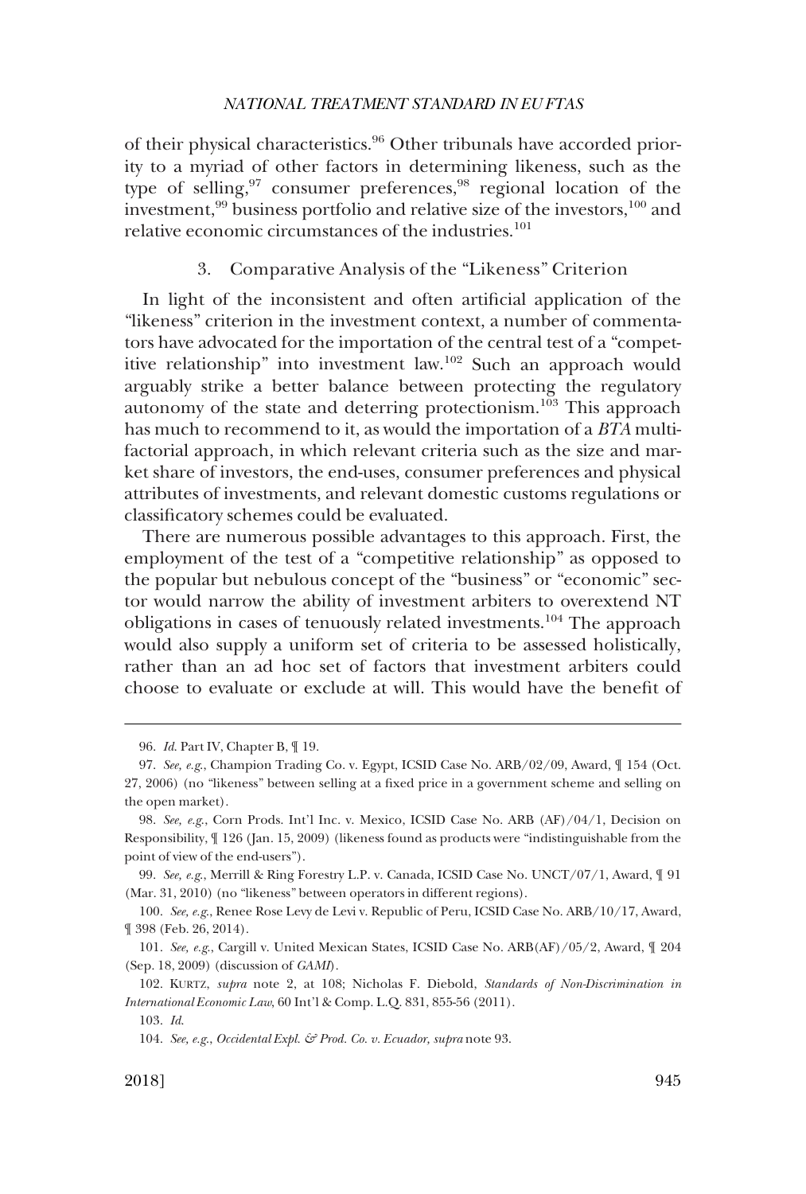of their physical characteristics.[96] Other tribunals have accorded priority to a myriad of other factors in determining likeness, such as the type of selling,[97] consumer preferences,[98] regional location of the investment,[99] business portfolio and relative size of the investors,[100] and relative economic circumstances of the industries.[101]

### 3. Comparative Analysis of the "Likeness" Criterion

In light of the inconsistent and often artificial application of the "likeness" criterion in the investment context, a number of commentators have advocated for the importation of the central test of a "competitive relationship" into investment law.[102] Such an approach would arguably strike a better balance between protecting the regulatory autonomy of the state and deterring protectionism.[103] This approach has much to recommend to it, as would the importation of a *BTA* multifactorial approach, in which relevant criteria such as the size and market share of investors, the end-uses, consumer preferences and physical attributes of investments, and relevant domestic customs regulations or classificatory schemes could be evaluated.

There are numerous possible advantages to this approach. First, the employment of the test of a "competitive relationship" as opposed to the popular but nebulous concept of the "business" or "economic" sector would narrow the ability of investment arbiters to overextend NT obligations in cases of tenuously related investments.[104] The approach would also supply a uniform set of criteria to be assessed holistically, rather than an ad hoc set of factors that investment arbiters could choose to evaluate or exclude at will. This would have the benefit of

---

96. *Id.* Part IV, Chapter B, ¶ 19.

97. *See, e.g.*, Champion Trading Co. v. Egypt, ICSID Case No. ARB/02/09, Award, ¶ 154 (Oct. 27, 2006) (no "likeness" between selling at a fixed price in a government scheme and selling on the open market).

98. *See, e.g.*, Corn Prods. Int'l Inc. v. Mexico, ICSID Case No. ARB (AF)/04/1, Decision on Responsibility, ¶ 126 (Jan. 15, 2009) (likeness found as products were "indistinguishable from the point of view of the end-users").

99. *See, e.g.*, Merrill & Ring Forestry L.P. v. Canada, ICSID Case No. UNCT/07/1, Award, ¶ 91 (Mar. 31, 2010) (no "likeness" between operators in different regions).

100. *See, e.g.*, Renee Rose Levy de Levi v. Republic of Peru, ICSID Case No. ARB/10/17, Award, ¶ 398 (Feb. 26, 2014).

101. *See, e.g.*, Cargill v. United Mexican States, ICSID Case No. ARB(AF)/05/2, Award, ¶ 204 (Sep. 18, 2009) (discussion of *GAMI*).

102. KURTZ, *supra* note 2, at 108; Nicholas F. Diebold, *Standards of Non-Discrimination in International Economic Law*, 60 Int'l & Comp. L.Q. 831, 855-56 (2011).

103. *Id.*

104. *See, e.g.*, *Occidental Expl. & Prod. Co. v. Ecuador*, *supra* note 93.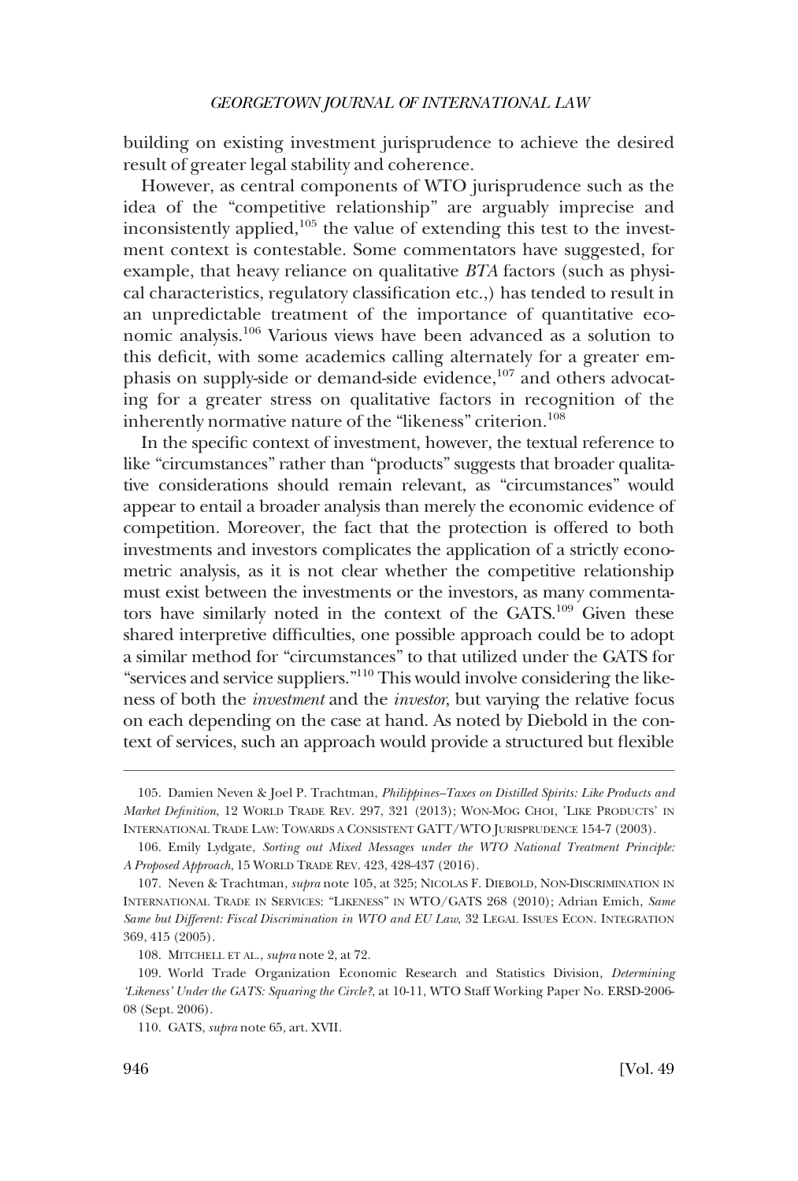building on existing investment jurisprudence to achieve the desired result of greater legal stability and coherence.

However, as central components of WTO jurisprudence such as the idea of the "competitive relationship" are arguably imprecise and inconsistently applied,[105] the value of extending this test to the investment context is contestable. Some commentators have suggested, for example, that heavy reliance on qualitative *BTA* factors (such as physical characteristics, regulatory classification etc.,) has tended to result in an unpredictable treatment of the importance of quantitative economic analysis.[106] Various views have been advanced as a solution to this deficit, with some academics calling alternately for a greater emphasis on supply-side or demand-side evidence,[107] and others advocating for a greater stress on qualitative factors in recognition of the inherently normative nature of the "likeness" criterion.[108]

In the specific context of investment, however, the textual reference to like "circumstances" rather than "products" suggests that broader qualitative considerations should remain relevant, as "circumstances" would appear to entail a broader analysis than merely the economic evidence of competition. Moreover, the fact that the protection is offered to both investments and investors complicates the application of a strictly econometric analysis, as it is not clear whether the competitive relationship must exist between the investments or the investors, as many commentators have similarly noted in the context of the GATS.[109] Given these shared interpretive difficulties, one possible approach could be to adopt a similar method for "circumstances" to that utilized under the GATS for "services and service suppliers."[110] This would involve considering the likeness of both the *investment* and the *investor*, but varying the relative focus on each depending on the case at hand. As noted by Diebold in the context of services, such an approach would provide a structured but flexible

---

105. Damien Neven & Joel P. Trachtman, *Philippines–Taxes on Distilled Spirits: Like Products and Market Definition*, 12 WORLD TRADE REV. 297, 321 (2013); WON-MOG CHOI, 'LIKE PRODUCTS' IN INTERNATIONAL TRADE LAW: TOWARDS A CONSISTENT GATT/WTO JURISPRUDENCE 154-7 (2003).

106. Emily Lydgate, *Sorting out Mixed Messages under the WTO National Treatment Principle: A Proposed Approach*, 15 WORLD TRADE REV. 423, 428-437 (2016).

107. Neven & Trachtman, *supra* note 105, at 325; NICOLAS F. DIEBOLD, NON-DISCRIMINATION IN INTERNATIONAL TRADE IN SERVICES: "LIKENESS" IN WTO/GATS 268 (2010); Adrian Emich, *Same Same but Different: Fiscal Discrimination in WTO and EU Law*, 32 LEGAL ISSUES ECON. INTEGRATION 369, 415 (2005).

108. MITCHELL ET AL., *supra* note 2, at 72.

109. World Trade Organization Economic Research and Statistics Division, *Determining 'Likeness' Under the GATS: Squaring the Circle?*, at 10-11, WTO Staff Working Paper No. ERSD-2006-08 (Sept. 2006).

110. GATS, *supra* note 65, art. XVII.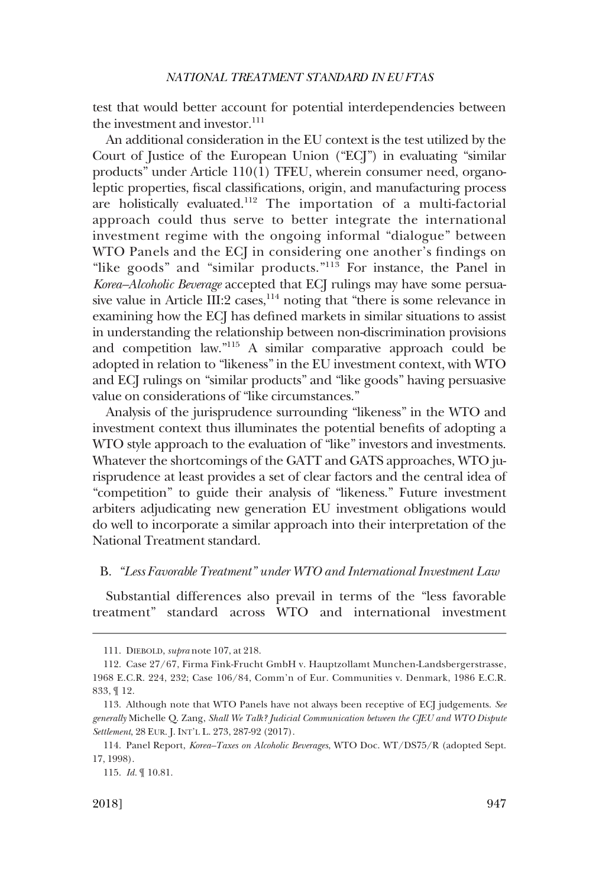test that would better account for potential interdependencies between the investment and investor.[111]

An additional consideration in the EU context is the test utilized by the Court of Justice of the European Union ("ECJ") in evaluating "similar products" under Article 110(1) TFEU, wherein consumer need, organoleptic properties, fiscal classifications, origin, and manufacturing process are holistically evaluated.[112] The importation of a multi-factorial approach could thus serve to better integrate the international investment regime with the ongoing informal "dialogue" between WTO Panels and the ECJ in considering one another's findings on "like goods" and "similar products."[113] For instance, the Panel in *Korea–Alcoholic Beverage* accepted that ECJ rulings may have some persuasive value in Article III:2 cases,[114] noting that "there is some relevance in examining how the ECJ has defined markets in similar situations to assist in understanding the relationship between non-discrimination provisions and competition law."[115] A similar comparative approach could be adopted in relation to "likeness" in the EU investment context, with WTO and ECJ rulings on "similar products" and "like goods" having persuasive value on considerations of "like circumstances."

Analysis of the jurisprudence surrounding "likeness" in the WTO and investment context thus illuminates the potential benefits of adopting a WTO style approach to the evaluation of "like" investors and investments. Whatever the shortcomings of the GATT and GATS approaches, WTO jurisprudence at least provides a set of clear factors and the central idea of "competition" to guide their analysis of "likeness." Future investment arbiters adjudicating new generation EU investment obligations would do well to incorporate a similar approach into their interpretation of the National Treatment standard.

## B. *"Less Favorable Treatment" under WTO and International Investment Law*

Substantial differences also prevail in terms of the "less favorable treatment" standard across WTO and international investment

---

111. DIEBOLD, *supra* note 107, at 218.

112. Case 27/67, Firma Fink-Frucht GmbH v. Hauptzollamt Munchen-Landsbergerstrasse, 1968 E.C.R. 224, 232; Case 106/84, Comm'n of Eur. Communities v. Denmark, 1986 E.C.R. 833, ¶ 12.

113. Although note that WTO Panels have not always been receptive of ECJ judgements. *See generally* Michelle Q. Zang, *Shall We Talk? Judicial Communication between the CJEU and WTO Dispute Settlement*, 28 EUR. J. INT'L L. 273, 287-92 (2017).

114. Panel Report, *Korea–Taxes on Alcoholic Beverages*, WTO Doc. WT/DS75/R (adopted Sept. 17, 1998).

115. *Id.* ¶ 10.81.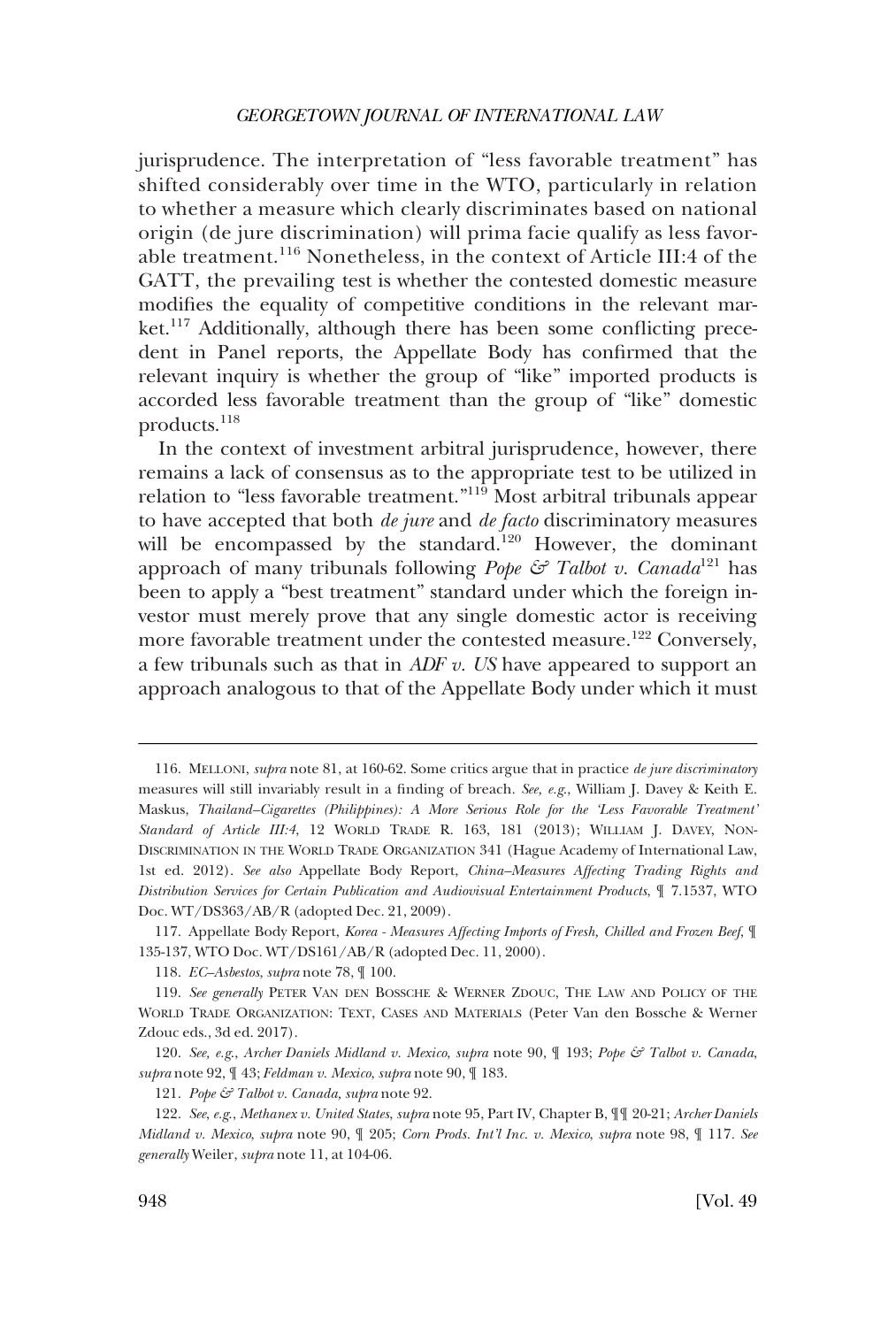jurisprudence. The interpretation of "less favorable treatment" has shifted considerably over time in the WTO, particularly in relation to whether a measure which clearly discriminates based on national origin (de jure discrimination) will prima facie qualify as less favorable treatment.[116] Nonetheless, in the context of Article III:4 of the GATT, the prevailing test is whether the contested domestic measure modifies the equality of competitive conditions in the relevant market.[117] Additionally, although there has been some conflicting precedent in Panel reports, the Appellate Body has confirmed that the relevant inquiry is whether the group of "like" imported products is accorded less favorable treatment than the group of "like" domestic products.[118]

In the context of investment arbitral jurisprudence, however, there remains a lack of consensus as to the appropriate test to be utilized in relation to "less favorable treatment."[119] Most arbitral tribunals appear to have accepted that both *de jure* and *de facto* discriminatory measures will be encompassed by the standard.[120] However, the dominant approach of many tribunals following *Pope & Talbot v. Canada*[121] has been to apply a "best treatment" standard under which the foreign investor must merely prove that any single domestic actor is receiving more favorable treatment under the contested measure.[122] Conversely, a few tribunals such as that in *ADF v. US* have appeared to support an approach analogous to that of the Appellate Body under which it must

---

116. MELLONI, *supra* note 81, at 160-62. Some critics argue that in practice *de jure discriminatory* measures will still invariably result in a finding of breach. *See, e.g.*, William J. Davey & Keith E. Maskus, *Thailand–Cigarettes (Philippines): A More Serious Role for the 'Less Favorable Treatment' Standard of Article III:4*, 12 WORLD TRADE R. 163, 181 (2013); WILLIAM J. DAVEY, NON-DISCRIMINATION IN THE WORLD TRADE ORGANIZATION 341 (Hague Academy of International Law, 1st ed. 2012). *See also* Appellate Body Report, *China–Measures Affecting Trading Rights and Distribution Services for Certain Publication and Audiovisual Entertainment Products*, ¶ 7.1537, WTO Doc. WT/DS363/AB/R (adopted Dec. 21, 2009).

117. Appellate Body Report, *Korea - Measures Affecting Imports of Fresh, Chilled and Frozen Beef*, ¶ 135-137, WTO Doc. WT/DS161/AB/R (adopted Dec. 11, 2000).

118. *EC–Asbestos*, *supra* note 78, ¶ 100.

119. *See generally* PETER VAN DEN BOSSCHE & WERNER ZDOUC, THE LAW AND POLICY OF THE WORLD TRADE ORGANIZATION: TEXT, CASES AND MATERIALS (Peter Van den Bossche & Werner Zdouc eds., 3d ed. 2017).

120. *See, e.g.*, *Archer Daniels Midland v. Mexico*, *supra* note 90, ¶ 193; *Pope & Talbot v. Canada*, *supra* note 92, ¶ 43; *Feldman v. Mexico*, *supra* note 90, ¶ 183.

121. *Pope & Talbot v. Canada, supra* note 92.

122. *See, e.g.*, *Methanex v. United States*, *supra* note 95, Part IV, Chapter B, ¶¶ 20-21; *Archer Daniels Midland v. Mexico, supra* note 90, ¶ 205; *Corn Prods. Int'l Inc. v. Mexico, supra* note 98, ¶ 117. *See generally* Weiler, *supra* note 11, at 104-06.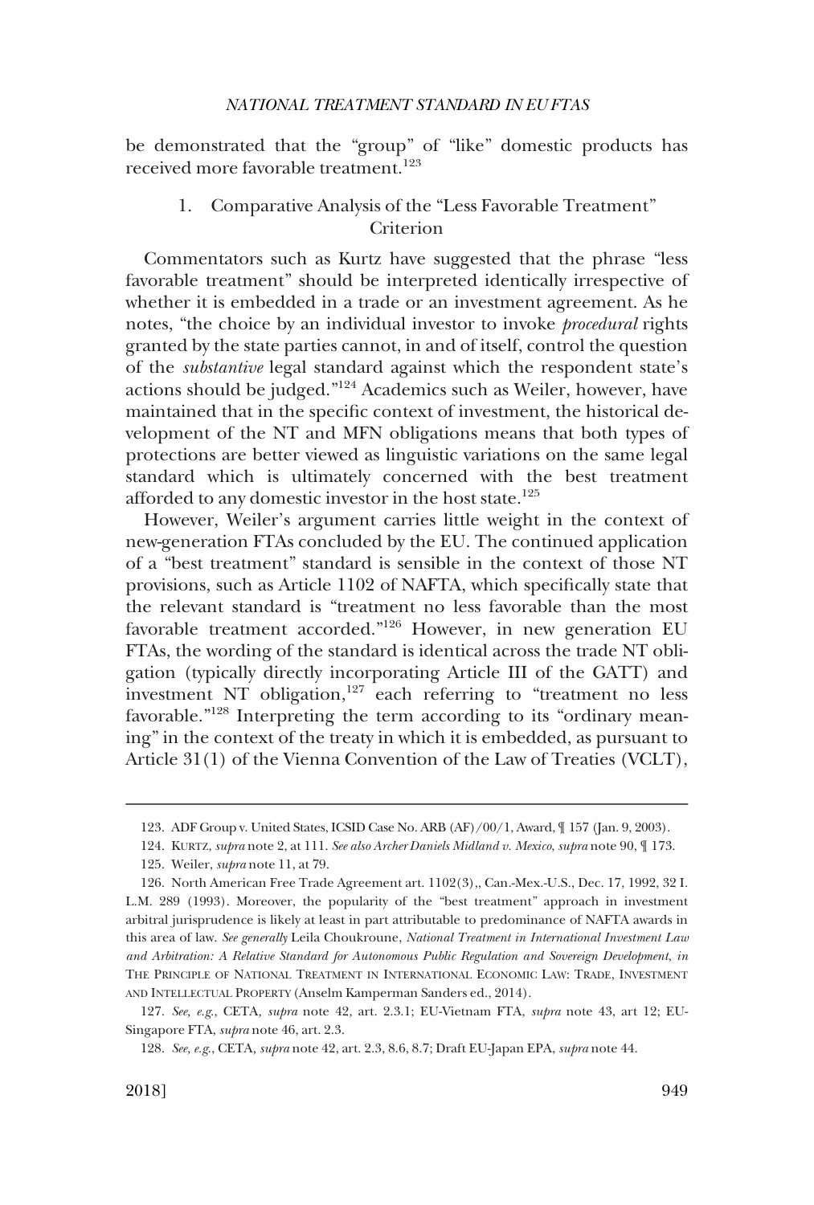be demonstrated that the “group” of “like” domestic products has received more favorable treatment.[123]

### 1. Comparative Analysis of the “Less Favorable Treatment” Criterion

Commentators such as Kurtz have suggested that the phrase “less favorable treatment” should be interpreted identically irrespective of whether it is embedded in a trade or an investment agreement. As he notes, “the choice by an individual investor to invoke *procedural* rights granted by the state parties cannot, in and of itself, control the question of the *substantive* legal standard against which the respondent state’s actions should be judged.”[124] Academics such as Weiler, however, have maintained that in the specific context of investment, the historical development of the NT and MFN obligations means that both types of protections are better viewed as linguistic variations on the same legal standard which is ultimately concerned with the best treatment afforded to any domestic investor in the host state.[125]

However, Weiler’s argument carries little weight in the context of new-generation FTAs concluded by the EU. The continued application of a “best treatment” standard is sensible in the context of those NT provisions, such as Article 1102 of NAFTA, which specifically state that the relevant standard is “treatment no less favorable than the most favorable treatment accorded.”[126] However, in new generation EU FTAs, the wording of the standard is identical across the trade NT obligation (typically directly incorporating Article III of the GATT) and investment NT obligation,[127] each referring to “treatment no less favorable.”[128] Interpreting the term according to its “ordinary meaning” in the context of the treaty in which it is embedded, as pursuant to Article 31(1) of the Vienna Convention of the Law of Treaties (VCLT),

---

123. ADF Group v. United States, ICSID Case No. ARB (AF)/00/1, Award, ¶ 157 (Jan. 9, 2003).

124. KURTZ, *supra* note 2, at 111. *See also Archer Daniels Midland v. Mexico*, *supra* note 90, ¶ 173.

125. Weiler, *supra* note 11, at 79.

126. North American Free Trade Agreement art. 1102(3),, Can.-Mex.-U.S., Dec. 17, 1992, 32 I. L.M. 289 (1993). Moreover, the popularity of the “best treatment” approach in investment arbitral jurisprudence is likely at least in part attributable to predominance of NAFTA awards in this area of law. *See generally* Leila Choukroune, *National Treatment in International Investment Law and Arbitration: A Relative Standard for Autonomous Public Regulation and Sovereign Development*, *in* THE PRINCIPLE OF NATIONAL TREATMENT IN INTERNATIONAL ECONOMIC LAW: TRADE, INVESTMENT AND INTELLECTUAL PROPERTY (Anselm Kamperman Sanders ed., 2014).

127. *See, e.g.*, CETA, *supra* note 42, art. 2.3.1; EU-Vietnam FTA, *supra* note 43, art 12; EU-Singapore FTA, *supra* note 46, art. 2.3.

128. *See, e.g.*, CETA, *supra* note 42, art. 2.3, 8.6, 8.7; Draft EU-Japan EPA, *supra* note 44.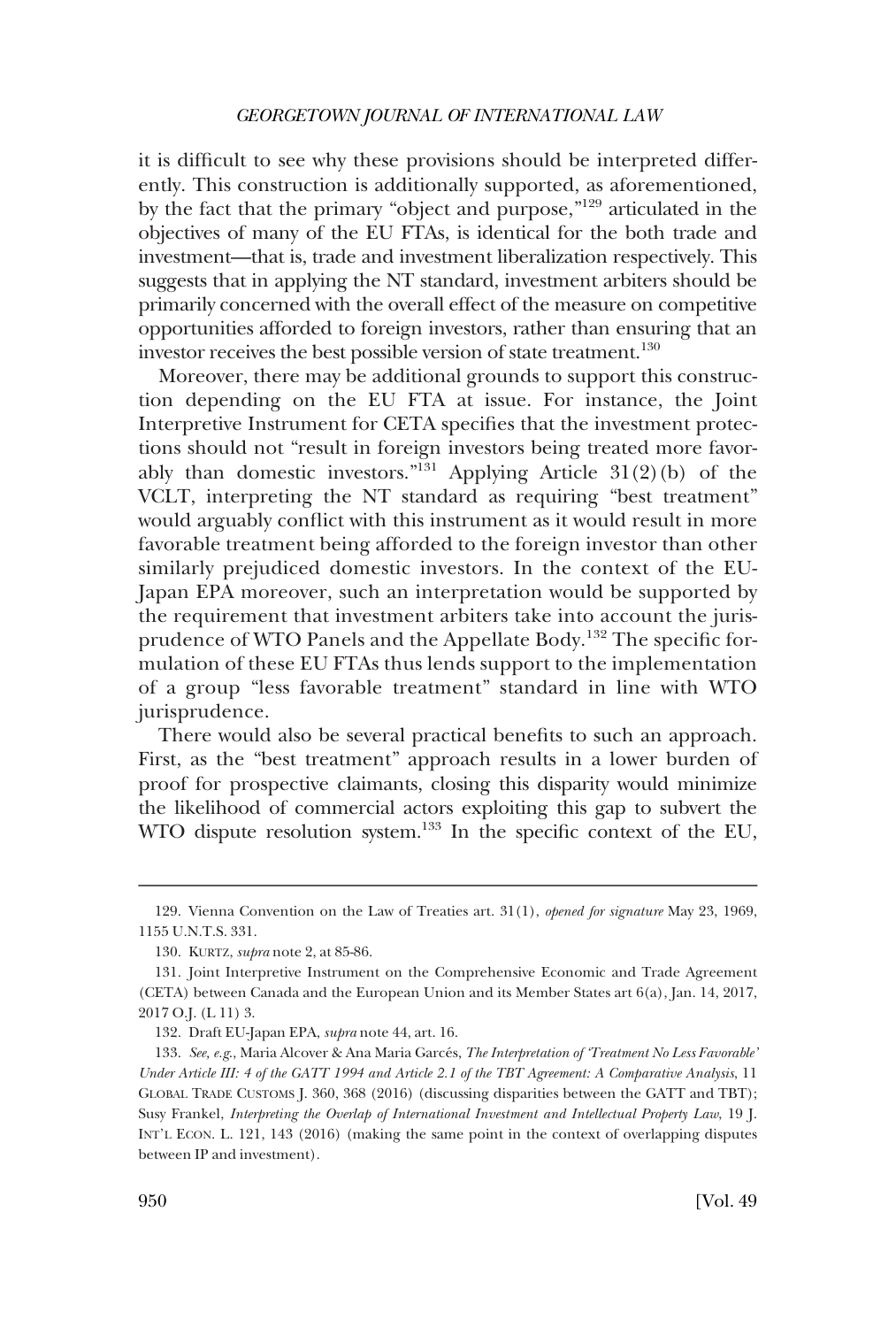it is difficult to see why these provisions should be interpreted differently. This construction is additionally supported, as aforementioned, by the fact that the primary "object and purpose,"[129] articulated in the objectives of many of the EU FTAs, is identical for the both trade and investment—that is, trade and investment liberalization respectively. This suggests that in applying the NT standard, investment arbiters should be primarily concerned with the overall effect of the measure on competitive opportunities afforded to foreign investors, rather than ensuring that an investor receives the best possible version of state treatment.[130]

Moreover, there may be additional grounds to support this construction depending on the EU FTA at issue. For instance, the Joint Interpretive Instrument for CETA specifies that the investment protections should not "result in foreign investors being treated more favorably than domestic investors."[131] Applying Article 31(2)(b) of the VCLT, interpreting the NT standard as requiring "best treatment" would arguably conflict with this instrument as it would result in more favorable treatment being afforded to the foreign investor than other similarly prejudiced domestic investors. In the context of the EU-Japan EPA moreover, such an interpretation would be supported by the requirement that investment arbiters take into account the jurisprudence of WTO Panels and the Appellate Body.[132] The specific formulation of these EU FTAs thus lends support to the implementation of a group "less favorable treatment" standard in line with WTO jurisprudence.

There would also be several practical benefits to such an approach. First, as the "best treatment" approach results in a lower burden of proof for prospective claimants, closing this disparity would minimize the likelihood of commercial actors exploiting this gap to subvert the WTO dispute resolution system.[133] In the specific context of the EU,

---

129. Vienna Convention on the Law of Treaties art. 31(1), *opened for signature* May 23, 1969, 1155 U.N.T.S. 331.

130. KURTZ, *supra* note 2, at 85-86.

131. Joint Interpretive Instrument on the Comprehensive Economic and Trade Agreement (CETA) between Canada and the European Union and its Member States art 6(a), Jan. 14, 2017, 2017 O.J. (L 11) 3.

132. Draft EU-Japan EPA, *supra* note 44, art. 16.

133. *See, e.g.*, Maria Alcover & Ana Maria Garcés, *The Interpretation of 'Treatment No Less Favorable' Under Article III: 4 of the GATT 1994 and Article 2.1 of the TBT Agreement: A Comparative Analysis*, 11 GLOBAL TRADE CUSTOMS J. 360, 368 (2016) (discussing disparities between the GATT and TBT); Susy Frankel, *Interpreting the Overlap of International Investment and Intellectual Property Law*, 19 J. INT'L ECON. L. 121, 143 (2016) (making the same point in the context of overlapping disputes between IP and investment).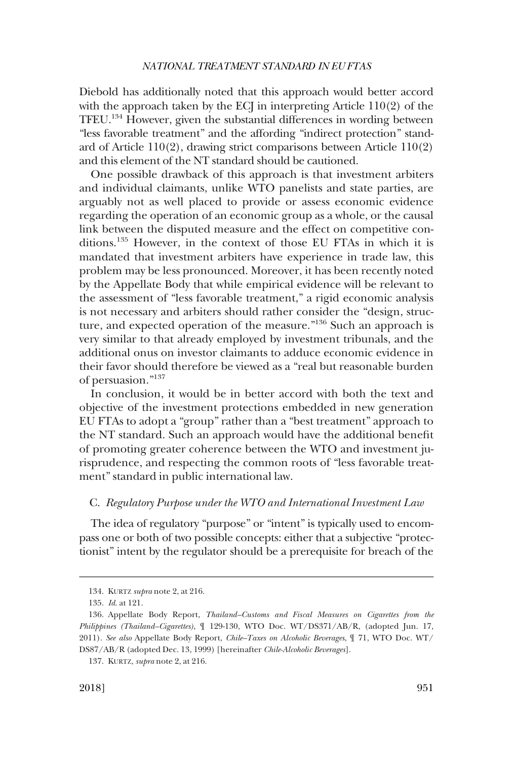Diebold has additionally noted that this approach would better accord with the approach taken by the ECJ in interpreting Article 110(2) of the TFEU.[134] However, given the substantial differences in wording between "less favorable treatment" and the affording "indirect protection" standard of Article 110(2), drawing strict comparisons between Article 110(2) and this element of the NT standard should be cautioned.

One possible drawback of this approach is that investment arbiters and individual claimants, unlike WTO panelists and state parties, are arguably not as well placed to provide or assess economic evidence regarding the operation of an economic group as a whole, or the causal link between the disputed measure and the effect on competitive conditions.[135] However, in the context of those EU FTAs in which it is mandated that investment arbiters have experience in trade law, this problem may be less pronounced. Moreover, it has been recently noted by the Appellate Body that while empirical evidence will be relevant to the assessment of "less favorable treatment," a rigid economic analysis is not necessary and arbiters should rather consider the "design, structure, and expected operation of the measure."[136] Such an approach is very similar to that already employed by investment tribunals, and the additional onus on investor claimants to adduce economic evidence in their favor should therefore be viewed as a "real but reasonable burden of persuasion."[137]

In conclusion, it would be in better accord with both the text and objective of the investment protections embedded in new generation EU FTAs to adopt a "group" rather than a "best treatment" approach to the NT standard. Such an approach would have the additional benefit of promoting greater coherence between the WTO and investment jurisprudence, and respecting the common roots of "less favorable treatment" standard in public international law.

### C. *Regulatory Purpose under the WTO and International Investment Law*

The idea of regulatory "purpose" or "intent" is typically used to encompass one or both of two possible concepts: either that a subjective "protectionist" intent by the regulator should be a prerequisite for breach of the

---

134. KURTZ *supra* note 2, at 216.

135. *Id*. at 121.

136. Appellate Body Report, *Thailand–Customs and Fiscal Measures on Cigarettes from the Philippines (Thailand–Cigarettes)*, ¶ 129-130, WTO Doc. WT/DS371/AB/R, (adopted Jun. 17, 2011). *See also* Appellate Body Report, *Chile–Taxes on Alcoholic Beverages*, ¶ 71, WTO Doc. WT/DS87/AB/R (adopted Dec. 13, 1999) [hereinafter *Chile-Alcoholic Beverages*].

137. KURTZ, *supra* note 2, at 216.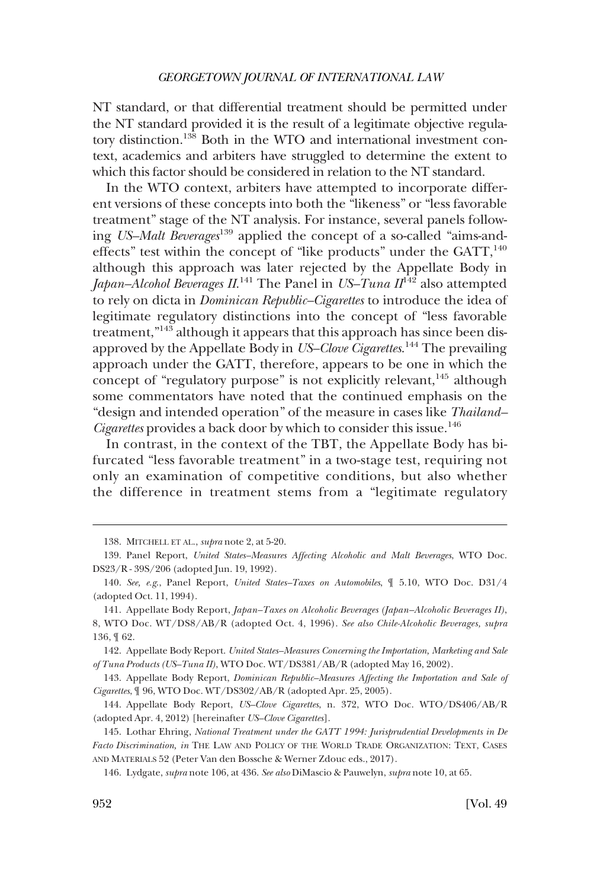NT standard, or that differential treatment should be permitted under the NT standard provided it is the result of a legitimate objective regulatory distinction.[138] Both in the WTO and international investment context, academics and arbiters have struggled to determine the extent to which this factor should be considered in relation to the NT standard.

In the WTO context, arbiters have attempted to incorporate different versions of these concepts into both the "likeness" or "less favorable treatment" stage of the NT analysis. For instance, several panels following *US–Malt Beverages*[139] applied the concept of a so-called "aims-and-effects" test within the concept of "like products" under the GATT,[140] although this approach was later rejected by the Appellate Body in *Japan–Alcohol Beverages II*.[141] The Panel in *US–Tuna II*[142] also attempted to rely on dicta in *Dominican Republic–Cigarettes* to introduce the idea of legitimate regulatory distinctions into the concept of "less favorable treatment,"[143] although it appears that this approach has since been disapproved by the Appellate Body in *US–Clove Cigarettes*.[144] The prevailing approach under the GATT, therefore, appears to be one in which the concept of "regulatory purpose" is not explicitly relevant,[145] although some commentators have noted that the continued emphasis on the "design and intended operation" of the measure in cases like *Thailand–Cigarettes* provides a back door by which to consider this issue.[146]

In contrast, in the context of the TBT, the Appellate Body has bifurcated "less favorable treatment" in a two-stage test, requiring not only an examination of competitive conditions, but also whether the difference in treatment stems from a "legitimate regulatory

---

138. MITCHELL ET AL., *supra* note 2, at 5-20.

139. Panel Report, *United States–Measures Affecting Alcoholic and Malt Beverages*, WTO Doc. DS23/R - 39S/206 (adopted Jun. 19, 1992).

140. *See, e.g.*, Panel Report, *United States–Taxes on Automobiles*, ¶ 5.10, WTO Doc. D31/4 (adopted Oct. 11, 1994).

141. Appellate Body Report, *Japan–Taxes on Alcoholic Beverages (Japan–Alcoholic Beverages II)*, 8, WTO Doc. WT/DS8/AB/R (adopted Oct. 4, 1996). *See also Chile-Alcoholic Beverages, supra* 136, ¶ 62.

142. Appellate Body Report. *United States–Measures Concerning the Importation, Marketing and Sale of Tuna Products (US–Tuna II)*, WTO Doc. WT/DS381/AB/R (adopted May 16, 2002).

143. Appellate Body Report, *Dominican Republic–Measures Affecting the Importation and Sale of Cigarettes*, ¶ 96, WTO Doc. WT/DS302/AB/R (adopted Apr. 25, 2005).

144. Appellate Body Report, *US–Clove Cigarettes*, n. 372, WTO Doc. WTO/DS406/AB/R (adopted Apr. 4, 2012) [hereinafter *US–Clove Cigarettes*].

145. Lothar Ehring, *National Treatment under the GATT 1994: Jurisprudential Developments in De Facto Discrimination, in* THE LAW AND POLICY OF THE WORLD TRADE ORGANIZATION: TEXT, CASES AND MATERIALS 52 (Peter Van den Bossche & Werner Zdouc eds., 2017).

146. Lydgate, *supra* note 106, at 436. *See also* DiMascio & Pauwelyn, *supra* note 10, at 65.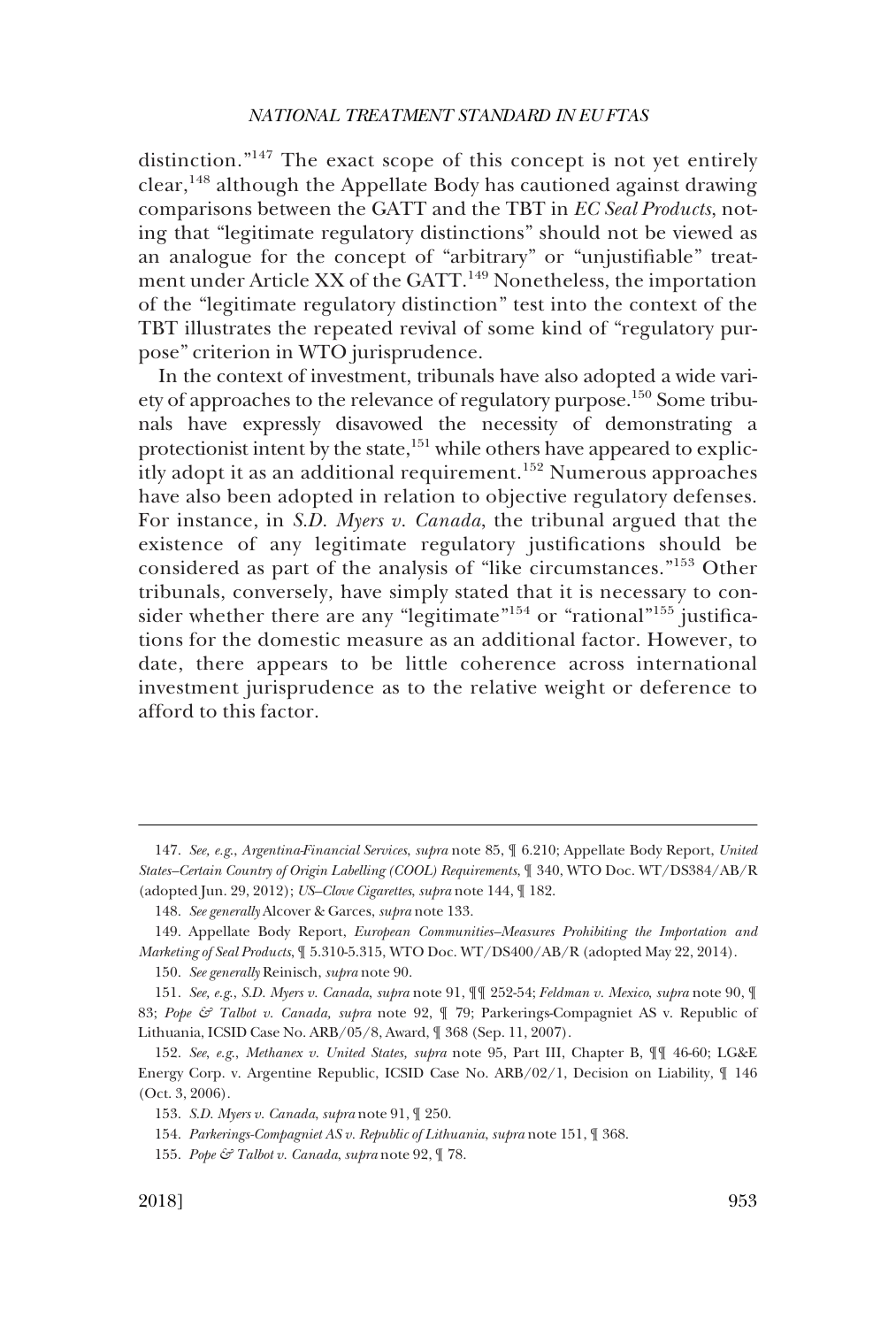distinction."[147] The exact scope of this concept is not yet entirely clear,[148] although the Appellate Body has cautioned against drawing comparisons between the GATT and the TBT in *EC Seal Products*, noting that "legitimate regulatory distinctions" should not be viewed as an analogue for the concept of "arbitrary" or "unjustifiable" treatment under Article XX of the GATT.[149] Nonetheless, the importation of the "legitimate regulatory distinction" test into the context of the TBT illustrates the repeated revival of some kind of "regulatory purpose" criterion in WTO jurisprudence.

In the context of investment, tribunals have also adopted a wide variety of approaches to the relevance of regulatory purpose.[150] Some tribunals have expressly disavowed the necessity of demonstrating a protectionist intent by the state,[151] while others have appeared to explicitly adopt it as an additional requirement.[152] Numerous approaches have also been adopted in relation to objective regulatory defenses. For instance, in *S.D. Myers v. Canada*, the tribunal argued that the existence of any legitimate regulatory justifications should be considered as part of the analysis of "like circumstances."[153] Other tribunals, conversely, have simply stated that it is necessary to consider whether there are any "legitimate"[154] or "rational"[155] justifications for the domestic measure as an additional factor. However, to date, there appears to be little coherence across international investment jurisprudence as to the relative weight or deference to afford to this factor.

---

147. *See, e.g.*, *Argentina-Financial Services*, *supra* note 85, ¶ 6.210; Appellate Body Report, *United States–Certain Country of Origin Labelling (COOL) Requirements*, ¶ 340, WTO Doc. WT/DS384/AB/R (adopted Jun. 29, 2012); *US–Clove Cigarettes*, *supra* note 144, ¶ 182.

148. *See generally* Alcover & Garces, *supra* note 133.

149. Appellate Body Report, *European Communities–Measures Prohibiting the Importation and Marketing of Seal Products*, ¶ 5.310-5.315, WTO Doc. WT/DS400/AB/R (adopted May 22, 2014).

150. *See generally* Reinisch, *supra* note 90.

151. *See, e.g.*, *S.D. Myers v. Canada*, *supra* note 91, ¶¶ 252-54; *Feldman v. Mexico*, *supra* note 90, ¶ 83; *Pope & Talbot v. Canada, supra* note 92, ¶ 79; Parkerings-Compagniet AS v. Republic of Lithuania, ICSID Case No. ARB/05/8, Award, ¶ 368 (Sep. 11, 2007).

152. *See, e.g.*, *Methanex v. United States, supra* note 95, Part III, Chapter B, ¶¶ 46-60; LG&E Energy Corp. v. Argentine Republic, ICSID Case No. ARB/02/1, Decision on Liability, ¶ 146 (Oct. 3, 2006).

153. *S.D. Myers v. Canada*, *supra* note 91, ¶ 250.

154. *Parkerings-Compagniet AS v. Republic of Lithuania*, *supra* note 151, ¶ 368.

155. *Pope & Talbot v. Canada*, *supra* note 92, ¶ 78.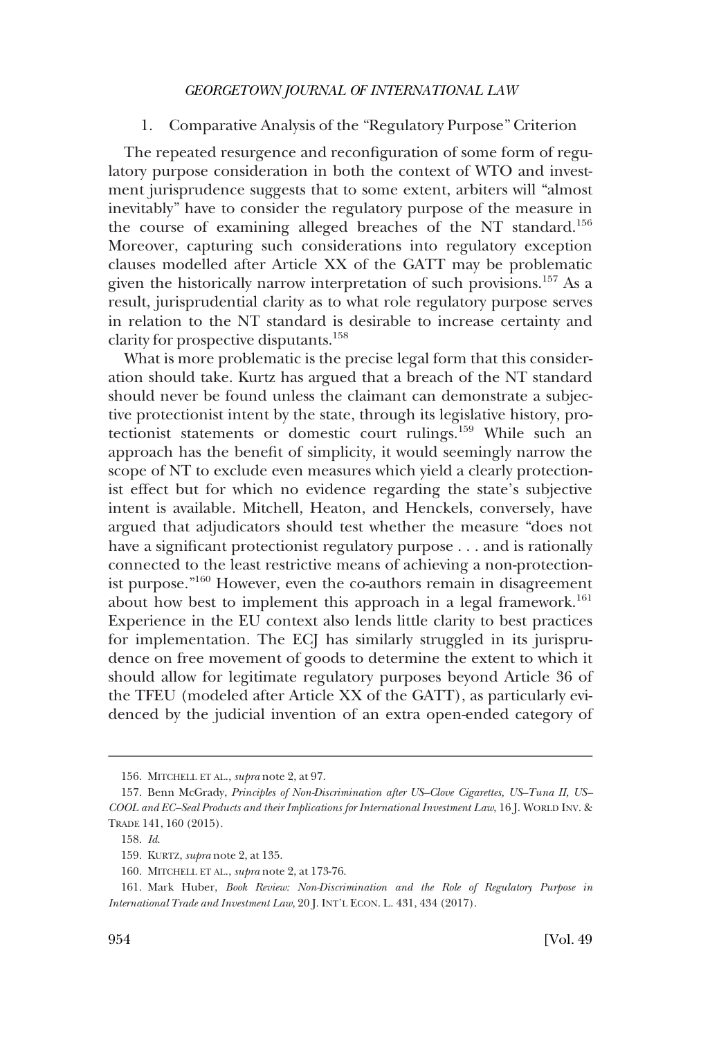### 1. Comparative Analysis of the "Regulatory Purpose" Criterion

The repeated resurgence and reconfiguration of some form of regulatory purpose consideration in both the context of WTO and investment jurisprudence suggests that to some extent, arbiters will "almost inevitably" have to consider the regulatory purpose of the measure in the course of examining alleged breaches of the NT standard.[156] Moreover, capturing such considerations into regulatory exception clauses modelled after Article XX of the GATT may be problematic given the historically narrow interpretation of such provisions.[157] As a result, jurisprudential clarity as to what role regulatory purpose serves in relation to the NT standard is desirable to increase certainty and clarity for prospective disputants.[158]

What is more problematic is the precise legal form that this consideration should take. Kurtz has argued that a breach of the NT standard should never be found unless the claimant can demonstrate a subjective protectionist intent by the state, through its legislative history, protectionist statements or domestic court rulings.[159] While such an approach has the benefit of simplicity, it would seemingly narrow the scope of NT to exclude even measures which yield a clearly protectionist effect but for which no evidence regarding the state's subjective intent is available. Mitchell, Heaton, and Henckels, conversely, have argued that adjudicators should test whether the measure "does not have a significant protectionist regulatory purpose . . . and is rationally connected to the least restrictive means of achieving a non-protectionist purpose."[160] However, even the co-authors remain in disagreement about how best to implement this approach in a legal framework.[161] Experience in the EU context also lends little clarity to best practices for implementation. The ECJ has similarly struggled in its jurisprudence on free movement of goods to determine the extent to which it should allow for legitimate regulatory purposes beyond Article 36 of the TFEU (modeled after Article XX of the GATT), as particularly evidenced by the judicial invention of an extra open-ended category of

---

156. MITCHELL ET AL., *supra* note 2, at 97.

157. Benn McGrady, *Principles of Non-Discrimination after US–Clove Cigarettes, US–Tuna II, US–COOL and EC–Seal Products and their Implications for International Investment Law*, 16 J. WORLD INV. & TRADE 141, 160 (2015).

158. *Id.*

159. KURTZ, *supra* note 2, at 135.

160. MITCHELL ET AL., *supra* note 2, at 173-76.

161. Mark Huber, *Book Review: Non-Discrimination and the Role of Regulatory Purpose in International Trade and Investment Law*, 20 J. INT'L ECON. L. 431, 434 (2017).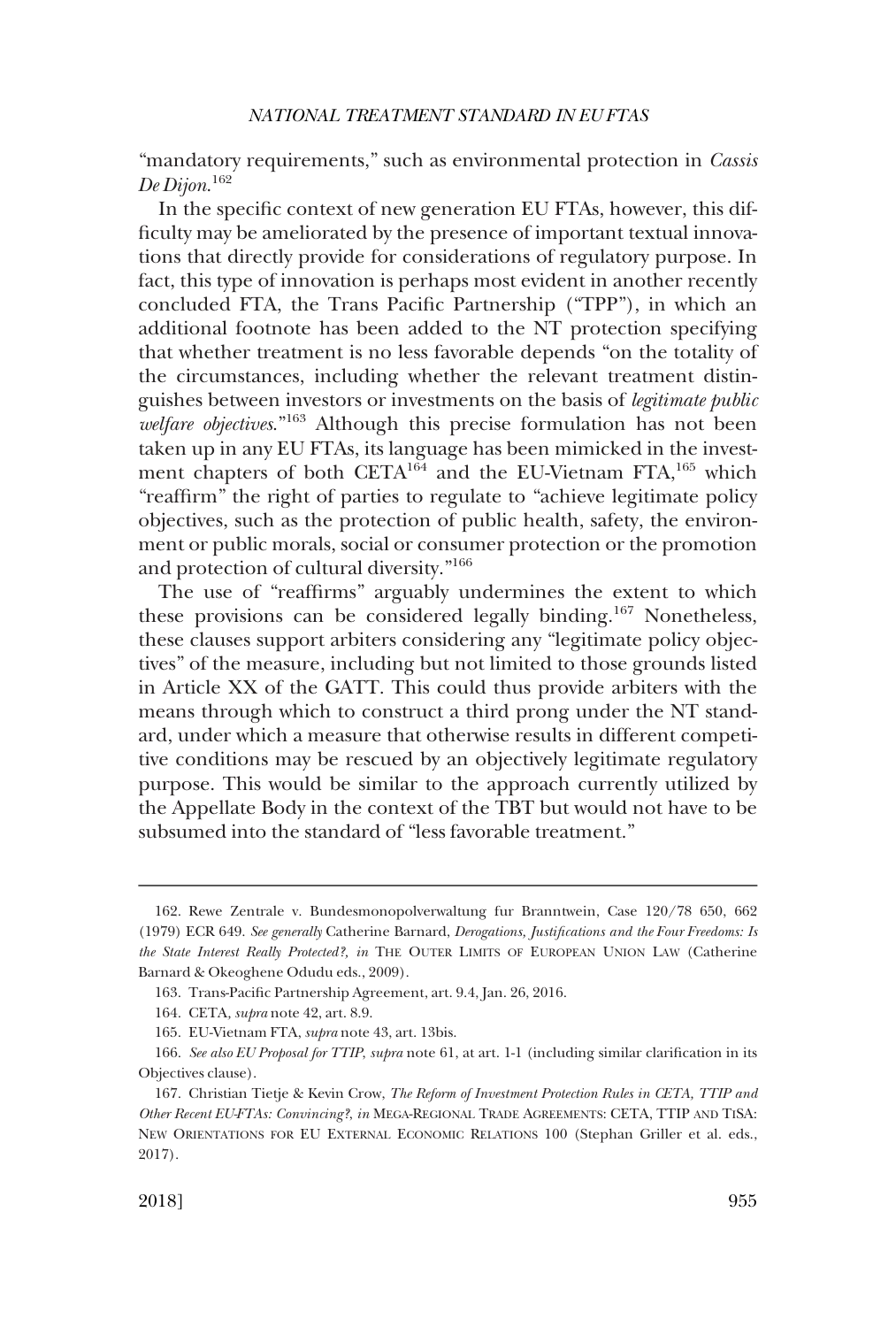"mandatory requirements," such as environmental protection in *Cassis De Dijon*.[162]

In the specific context of new generation EU FTAs, however, this difficulty may be ameliorated by the presence of important textual innovations that directly provide for considerations of regulatory purpose. In fact, this type of innovation is perhaps most evident in another recently concluded FTA, the Trans Pacific Partnership ("TPP"), in which an additional footnote has been added to the NT protection specifying that whether treatment is no less favorable depends "on the totality of the circumstances, including whether the relevant treatment distinguishes between investors or investments on the basis of *legitimate public welfare objectives*."[163] Although this precise formulation has not been taken up in any EU FTAs, its language has been mimicked in the investment chapters of both CETA[164] and the EU-Vietnam FTA,[165] which "reaffirm" the right of parties to regulate to "achieve legitimate policy objectives, such as the protection of public health, safety, the environment or public morals, social or consumer protection or the promotion and protection of cultural diversity."[166]

The use of "reaffirms" arguably undermines the extent to which these provisions can be considered legally binding.[167] Nonetheless, these clauses support arbiters considering any "legitimate policy objectives" of the measure, including but not limited to those grounds listed in Article XX of the GATT. This could thus provide arbiters with the means through which to construct a third prong under the NT standard, under which a measure that otherwise results in different competitive conditions may be rescued by an objectively legitimate regulatory purpose. This would be similar to the approach currently utilized by the Appellate Body in the context of the TBT but would not have to be subsumed into the standard of "less favorable treatment."

---

162. Rewe Zentrale v. Bundesmonopolverwaltung fur Branntwein, Case 120/78 650, 662 (1979) ECR 649. *See generally* Catherine Barnard, *Derogations, Justifications and the Four Freedoms: Is the State Interest Really Protected?*, *in* THE OUTER LIMITS OF EUROPEAN UNION LAW (Catherine Barnard & Okeoghene Odudu eds., 2009).

163. Trans-Pacific Partnership Agreement, art. 9.4, Jan. 26, 2016.

164. CETA, *supra* note 42, art. 8.9.

165. EU-Vietnam FTA, *supra* note 43, art. 13bis.

166. *See also EU Proposal for TTIP*, *supra* note 61, at art. 1-1 (including similar clarification in its Objectives clause).

167. Christian Tietje & Kevin Crow, *The Reform of Investment Protection Rules in CETA, TTIP and Other Recent EU-FTAs: Convincing?*, *in* MEGA-REGIONAL TRADE AGREEMENTS: CETA, TTIP AND TISA: NEW ORIENTATIONS FOR EU EXTERNAL ECONOMIC RELATIONS 100 (Stephan Griller et al. eds., 2017).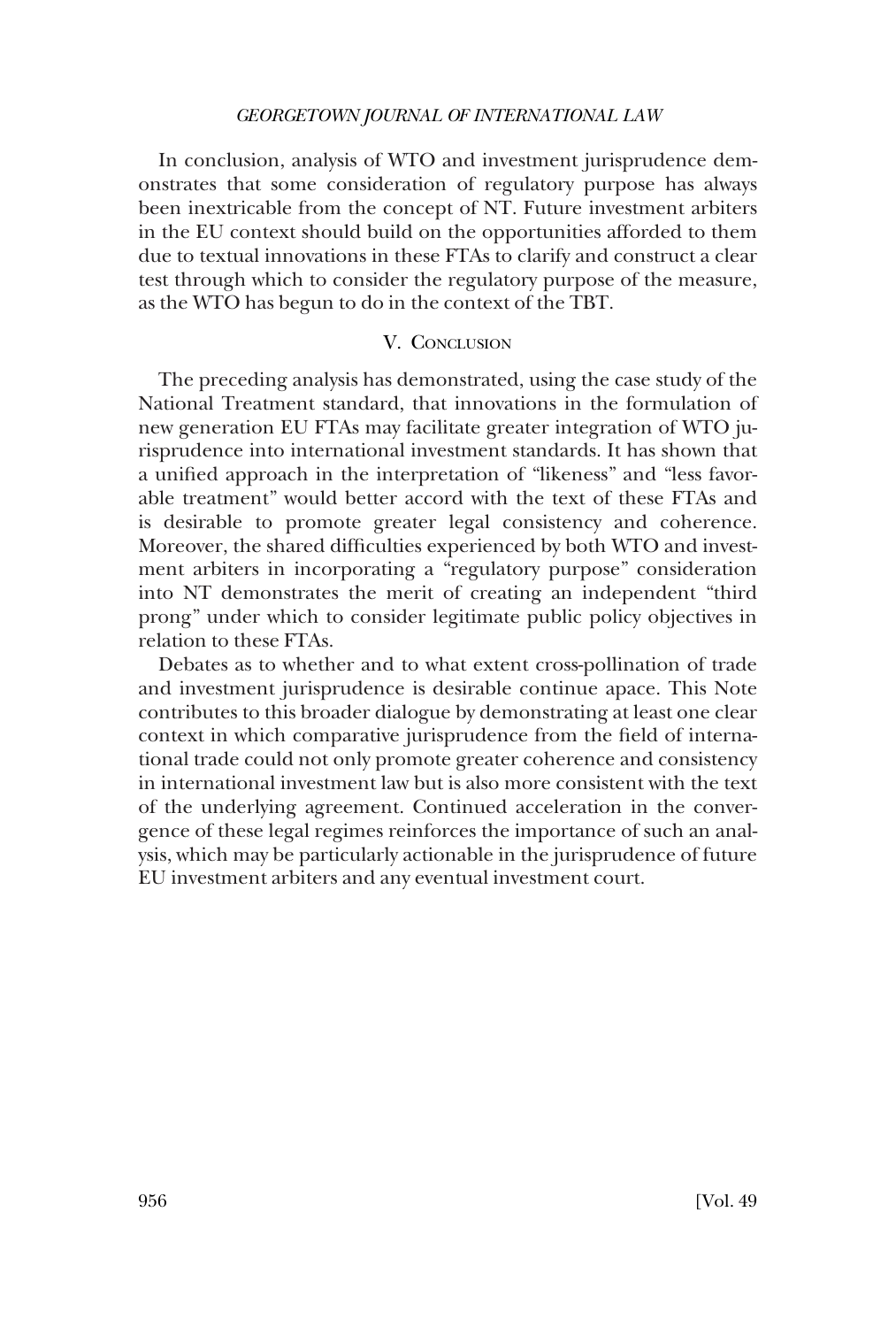In conclusion, analysis of WTO and investment jurisprudence demonstrates that some consideration of regulatory purpose has always been inextricable from the concept of NT. Future investment arbiters in the EU context should build on the opportunities afforded to them due to textual innovations in these FTAs to clarify and construct a clear test through which to consider the regulatory purpose of the measure, as the WTO has begun to do in the context of the TBT.

## V. Conclusion

The preceding analysis has demonstrated, using the case study of the National Treatment standard, that innovations in the formulation of new generation EU FTAs may facilitate greater integration of WTO jurisprudence into international investment standards. It has shown that a unified approach in the interpretation of "likeness" and "less favorable treatment" would better accord with the text of these FTAs and is desirable to promote greater legal consistency and coherence. Moreover, the shared difficulties experienced by both WTO and investment arbiters in incorporating a "regulatory purpose" consideration into NT demonstrates the merit of creating an independent "third prong" under which to consider legitimate public policy objectives in relation to these FTAs.

Debates as to whether and to what extent cross-pollination of trade and investment jurisprudence is desirable continue apace. This Note contributes to this broader dialogue by demonstrating at least one clear context in which comparative jurisprudence from the field of international trade could not only promote greater coherence and consistency in international investment law but is also more consistent with the text of the underlying agreement. Continued acceleration in the convergence of these legal regimes reinforces the importance of such an analysis, which may be particularly actionable in the jurisprudence of future EU investment arbiters and any eventual investment court.